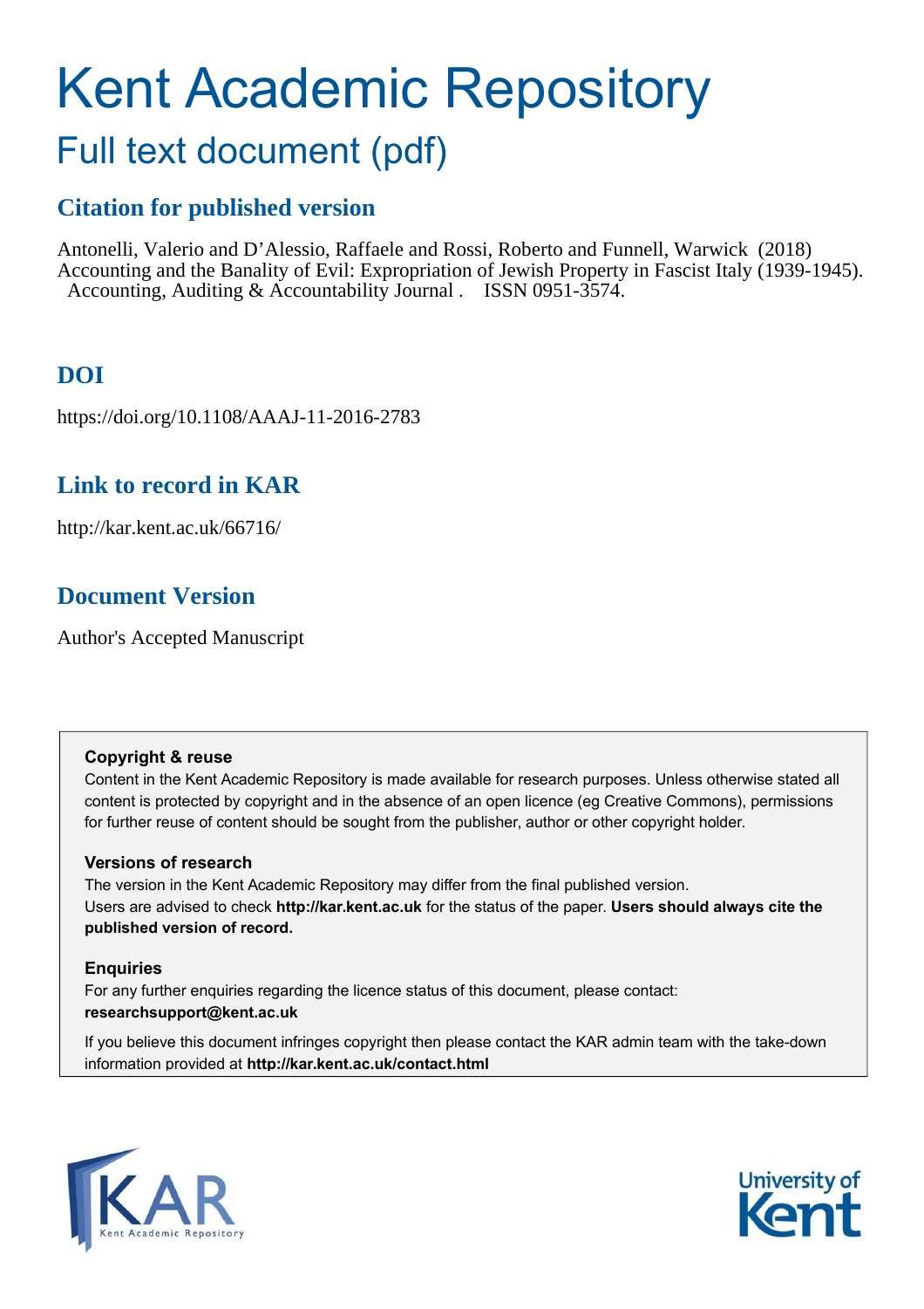# Kent Academic Repository

## Full text document (pdf)

## Citation for published version

Antonelli, Valerio and D'Alessio, Raffaele and Rossi, Roberto and Funnell, Warwick (2018) Accounting and the Banality of Evil: Expropriation of Jewish Property in Fascist Italy (1939-1945). Accounting, Auditing & Accountability Journal . ISSN 0951-3574.

## DOI

https://doi.org/10.1108/AAAJ-11-2016-2783

## Link to record in KAR

http://kar.kent.ac.uk/66716/

## Document Version

Author's Accepted Manuscript

**Copyright & reuse**

Content in the Kent Academic Repository is made available for research purposes. Unless otherwise stated all content is protected by copyright and in the absence of an open licence (eg Creative Commons), permissions for further reuse of content should be sought from the publisher, author or other copyright holder.

**Versions of research**

The version in the Kent Academic Repository may differ from the final published version. Users are advised to check **http://kar.kent.ac.uk** for the status of the paper. **Users should always cite the published version of record.**

**Enquiries**

For any further enquiries regarding the licence status of this document, please contact: **researchsupport@kent.ac.uk**

If you believe this document infringes copyright then please contact the KAR admin team with the take-down information provided at **http://kar.kent.ac.uk/contact.html**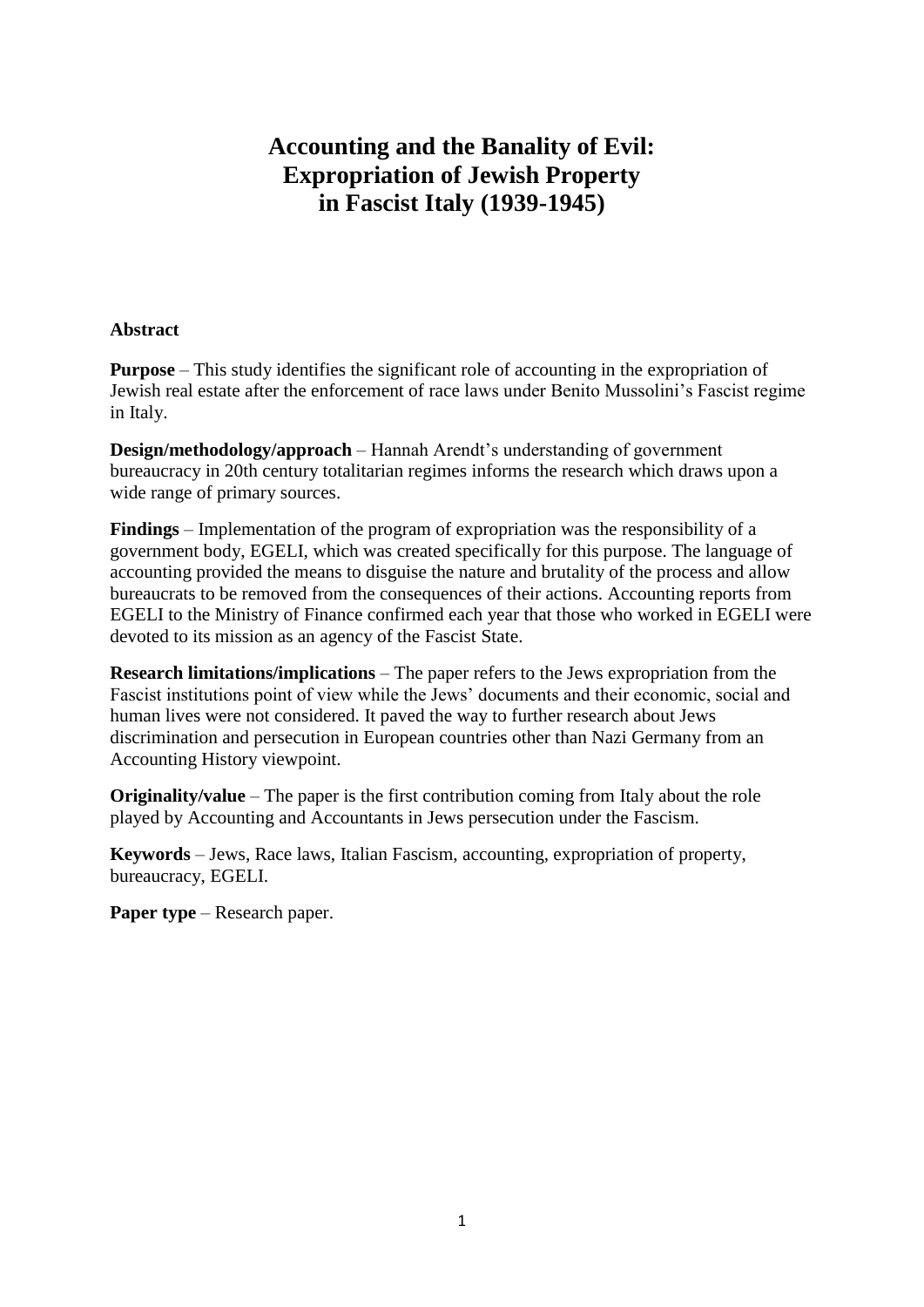# Accounting and the Banality of Evil: Expropriation of Jewish Property in Fascist Italy (1939-1945)

**Abstract**

**Purpose** – This study identifies the significant role of accounting in the expropriation of Jewish real estate after the enforcement of race laws under Benito Mussolini's Fascist regime in Italy.

**Design/methodology/approach** – Hannah Arendt's understanding of government bureaucracy in 20th century totalitarian regimes informs the research which draws upon a wide range of primary sources.

**Findings** – Implementation of the program of expropriation was the responsibility of a government body, EGELI, which was created specifically for this purpose. The language of accounting provided the means to disguise the nature and brutality of the process and allow bureaucrats to be removed from the consequences of their actions. Accounting reports from EGELI to the Ministry of Finance confirmed each year that those who worked in EGELI were devoted to its mission as an agency of the Fascist State.

**Research limitations/implications** – The paper refers to the Jews expropriation from the Fascist institutions point of view while the Jews' documents and their economic, social and human lives were not considered. It paved the way to further research about Jews discrimination and persecution in European countries other than Nazi Germany from an Accounting History viewpoint.

**Originality/value** – The paper is the first contribution coming from Italy about the role played by Accounting and Accountants in Jews persecution under the Fascism.

**Keywords** – Jews, Race laws, Italian Fascism, accounting, expropriation of property, bureaucracy, EGELI.

**Paper type** – Research paper.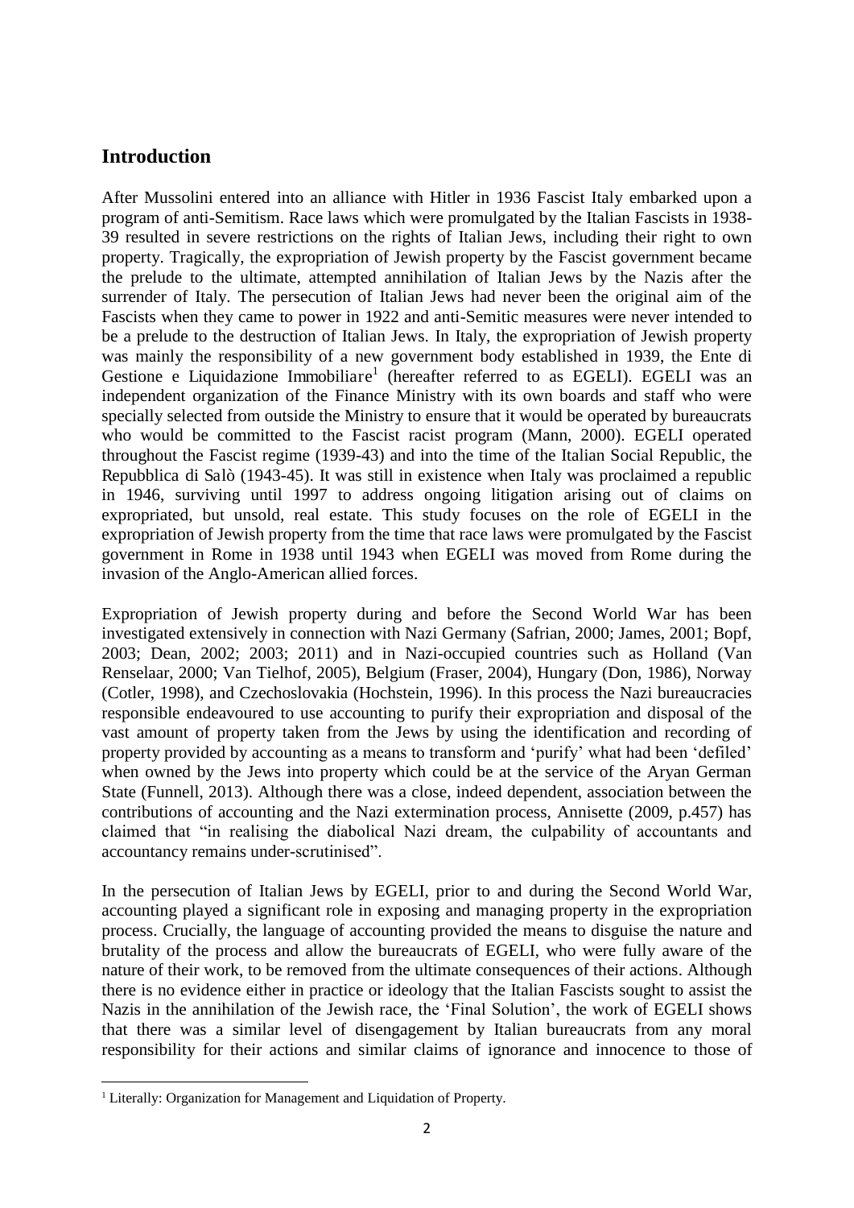## Introduction

After Mussolini entered into an alliance with Hitler in 1936 Fascist Italy embarked upon a program of anti-Semitism. Race laws which were promulgated by the Italian Fascists in 1938-39 resulted in severe restrictions on the rights of Italian Jews, including their right to own property. Tragically, the expropriation of Jewish property by the Fascist government became the prelude to the ultimate, attempted annihilation of Italian Jews by the Nazis after the surrender of Italy. The persecution of Italian Jews had never been the original aim of the Fascists when they came to power in 1922 and anti-Semitic measures were never intended to be a prelude to the destruction of Italian Jews. In Italy, the expropriation of Jewish property was mainly the responsibility of a new government body established in 1939, the Ente di Gestione e Liquidazione Immobiliare[1] (hereafter referred to as EGELI). EGELI was an independent organization of the Finance Ministry with its own boards and staff who were specially selected from outside the Ministry to ensure that it would be operated by bureaucrats who would be committed to the Fascist racist program (Mann, 2000). EGELI operated throughout the Fascist regime (1939-43) and into the time of the Italian Social Republic, the Repubblica di Salò (1943-45). It was still in existence when Italy was proclaimed a republic in 1946, surviving until 1997 to address ongoing litigation arising out of claims on expropriated, but unsold, real estate. This study focuses on the role of EGELI in the expropriation of Jewish property from the time that race laws were promulgated by the Fascist government in Rome in 1938 until 1943 when EGELI was moved from Rome during the invasion of the Anglo-American allied forces.

Expropriation of Jewish property during and before the Second World War has been investigated extensively in connection with Nazi Germany (Safrian, 2000; James, 2001; Bopf, 2003; Dean, 2002; 2003; 2011) and in Nazi-occupied countries such as Holland (Van Renselaar, 2000; Van Tielhof, 2005), Belgium (Fraser, 2004), Hungary (Don, 1986), Norway (Cotler, 1998), and Czechoslovakia (Hochstein, 1996). In this process the Nazi bureaucracies responsible endeavoured to use accounting to purify their expropriation and disposal of the vast amount of property taken from the Jews by using the identification and recording of property provided by accounting as a means to transform and 'purify' what had been 'defiled' when owned by the Jews into property which could be at the service of the Aryan German State (Funnell, 2013). Although there was a close, indeed dependent, association between the contributions of accounting and the Nazi extermination process, Annisette (2009, p.457) has claimed that "in realising the diabolical Nazi dream, the culpability of accountants and accountancy remains under-scrutinised".

In the persecution of Italian Jews by EGELI, prior to and during the Second World War, accounting played a significant role in exposing and managing property in the expropriation process. Crucially, the language of accounting provided the means to disguise the nature and brutality of the process and allow the bureaucrats of EGELI, who were fully aware of the nature of their work, to be removed from the ultimate consequences of their actions. Although there is no evidence either in practice or ideology that the Italian Fascists sought to assist the Nazis in the annihilation of the Jewish race, the 'Final Solution', the work of EGELI shows that there was a similar level of disengagement by Italian bureaucrats from any moral responsibility for their actions and similar claims of ignorance and innocence to those of

[1] Literally: Organization for Management and Liquidation of Property.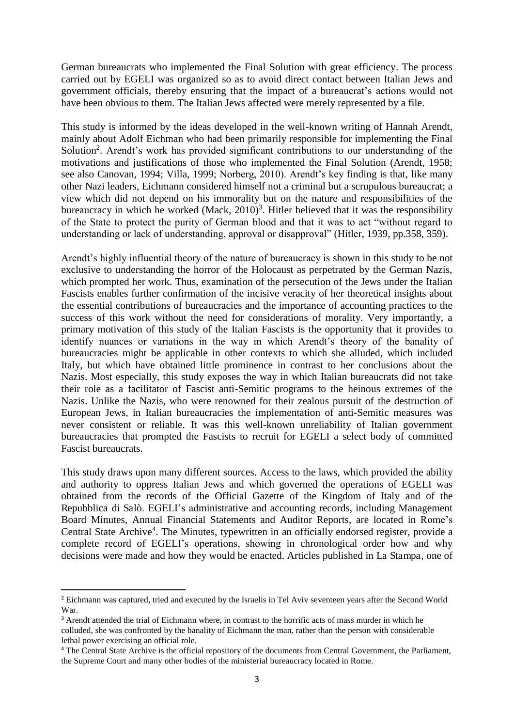German bureaucrats who implemented the Final Solution with great efficiency. The process carried out by EGELI was organized so as to avoid direct contact between Italian Jews and government officials, thereby ensuring that the impact of a bureaucrat's actions would not have been obvious to them. The Italian Jews affected were merely represented by a file.

This study is informed by the ideas developed in the well-known writing of Hannah Arendt, mainly about Adolf Eichman who had been primarily responsible for implementing the Final Solution[2]. Arendt's work has provided significant contributions to our understanding of the motivations and justifications of those who implemented the Final Solution (Arendt, 1958; see also Canovan, 1994; Villa, 1999; Norberg, 2010). Arendt's key finding is that, like many other Nazi leaders, Eichmann considered himself not a criminal but a scrupulous bureaucrat; a view which did not depend on his immorality but on the nature and responsibilities of the bureaucracy in which he worked (Mack, 2010)[3]. Hitler believed that it was the responsibility of the State to protect the purity of German blood and that it was to act "without regard to understanding or lack of understanding, approval or disapproval" (Hitler, 1939, pp.358, 359).

Arendt's highly influential theory of the nature of bureaucracy is shown in this study to be not exclusive to understanding the horror of the Holocaust as perpetrated by the German Nazis, which prompted her work. Thus, examination of the persecution of the Jews under the Italian Fascists enables further confirmation of the incisive veracity of her theoretical insights about the essential contributions of bureaucracies and the importance of accounting practices to the success of this work without the need for considerations of morality. Very importantly, a primary motivation of this study of the Italian Fascists is the opportunity that it provides to identify nuances or variations in the way in which Arendt's theory of the banality of bureaucracies might be applicable in other contexts to which she alluded, which included Italy, but which have obtained little prominence in contrast to her conclusions about the Nazis. Most especially, this study exposes the way in which Italian bureaucrats did not take their role as a facilitator of Fascist anti-Semitic programs to the heinous extremes of the Nazis. Unlike the Nazis, who were renowned for their zealous pursuit of the destruction of European Jews, in Italian bureaucracies the implementation of anti-Semitic measures was never consistent or reliable. It was this well-known unreliability of Italian government bureaucracies that prompted the Fascists to recruit for EGELI a select body of committed Fascist bureaucrats.

This study draws upon many different sources. Access to the laws, which provided the ability and authority to oppress Italian Jews and which governed the operations of EGELI was obtained from the records of the Official Gazette of the Kingdom of Italy and of the Repubblica di Salò. EGELI's administrative and accounting records, including Management Board Minutes, Annual Financial Statements and Auditor Reports, are located in Rome's Central State Archive[4]. The Minutes, typewritten in an officially endorsed register, provide a complete record of EGELI's operations, showing in chronological order how and why decisions were made and how they would be enacted. Articles published in La Stampa, one of

[2] Eichmann was captured, tried and executed by the Israelis in Tel Aviv seventeen years after the Second World War.

[3] Arendt attended the trial of Eichmann where, in contrast to the horrific acts of mass murder in which he colluded, she was confronted by the banality of Eichmann the man, rather than the person with considerable lethal power exercising an official role.

[4] The Central State Archive is the official repository of the documents from Central Government, the Parliament, the Supreme Court and many other bodies of the ministerial bureaucracy located in Rome.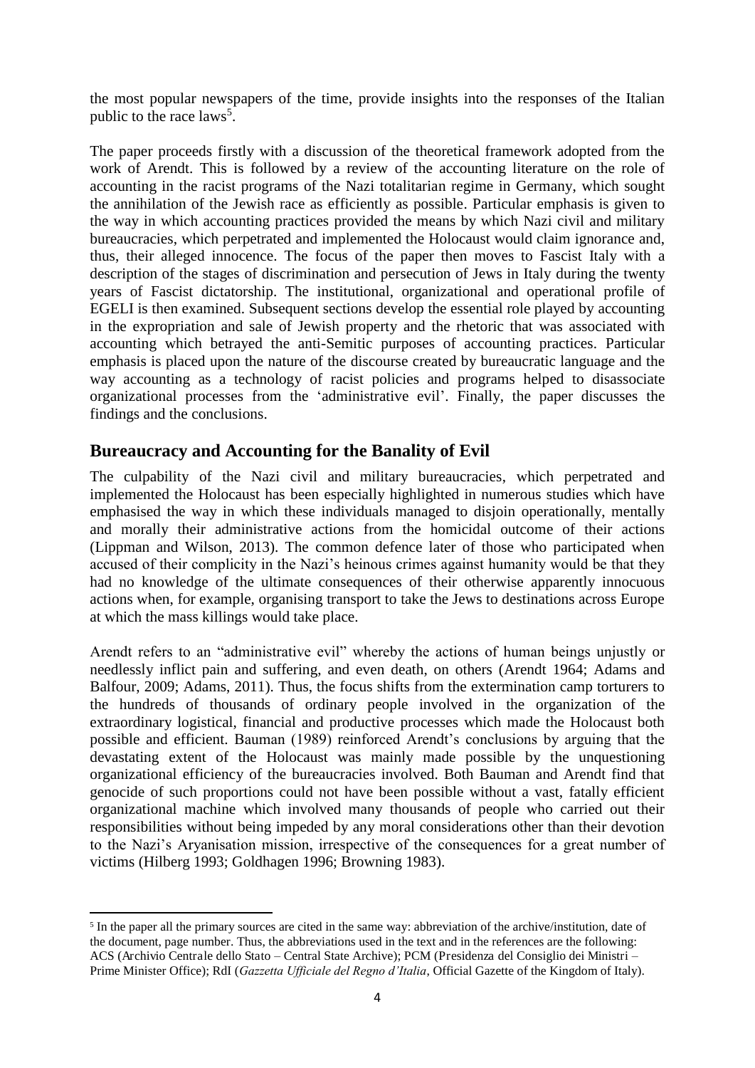the most popular newspapers of the time, provide insights into the responses of the Italian public to the race laws[5].

The paper proceeds firstly with a discussion of the theoretical framework adopted from the work of Arendt. This is followed by a review of the accounting literature on the role of accounting in the racist programs of the Nazi totalitarian regime in Germany, which sought the annihilation of the Jewish race as efficiently as possible. Particular emphasis is given to the way in which accounting practices provided the means by which Nazi civil and military bureaucracies, which perpetrated and implemented the Holocaust would claim ignorance and, thus, their alleged innocence. The focus of the paper then moves to Fascist Italy with a description of the stages of discrimination and persecution of Jews in Italy during the twenty years of Fascist dictatorship. The institutional, organizational and operational profile of EGELI is then examined. Subsequent sections develop the essential role played by accounting in the expropriation and sale of Jewish property and the rhetoric that was associated with accounting which betrayed the anti-Semitic purposes of accounting practices. Particular emphasis is placed upon the nature of the discourse created by bureaucratic language and the way accounting as a technology of racist policies and programs helped to disassociate organizational processes from the 'administrative evil'. Finally, the paper discusses the findings and the conclusions.

## Bureaucracy and Accounting for the Banality of Evil

The culpability of the Nazi civil and military bureaucracies, which perpetrated and implemented the Holocaust has been especially highlighted in numerous studies which have emphasised the way in which these individuals managed to disjoin operationally, mentally and morally their administrative actions from the homicidal outcome of their actions (Lippman and Wilson, 2013). The common defence later of those who participated when accused of their complicity in the Nazi's heinous crimes against humanity would be that they had no knowledge of the ultimate consequences of their otherwise apparently innocuous actions when, for example, organising transport to take the Jews to destinations across Europe at which the mass killings would take place.

Arendt refers to an "administrative evil" whereby the actions of human beings unjustly or needlessly inflict pain and suffering, and even death, on others (Arendt 1964; Adams and Balfour, 2009; Adams, 2011). Thus, the focus shifts from the extermination camp torturers to the hundreds of thousands of ordinary people involved in the organization of the extraordinary logistical, financial and productive processes which made the Holocaust both possible and efficient. Bauman (1989) reinforced Arendt's conclusions by arguing that the devastating extent of the Holocaust was mainly made possible by the unquestioning organizational efficiency of the bureaucracies involved. Both Bauman and Arendt find that genocide of such proportions could not have been possible without a vast, fatally efficient organizational machine which involved many thousands of people who carried out their responsibilities without being impeded by any moral considerations other than their devotion to the Nazi's Aryanisation mission, irrespective of the consequences for a great number of victims (Hilberg 1993; Goldhagen 1996; Browning 1983).

[5] In the paper all the primary sources are cited in the same way: abbreviation of the archive/institution, date of the document, page number. Thus, the abbreviations used in the text and in the references are the following: ACS (Archivio Centrale dello Stato – Central State Archive); PCM (Presidenza del Consiglio dei Ministri – Prime Minister Office); RdI (*Gazzetta Ufficiale del Regno d'Italia*, Official Gazette of the Kingdom of Italy).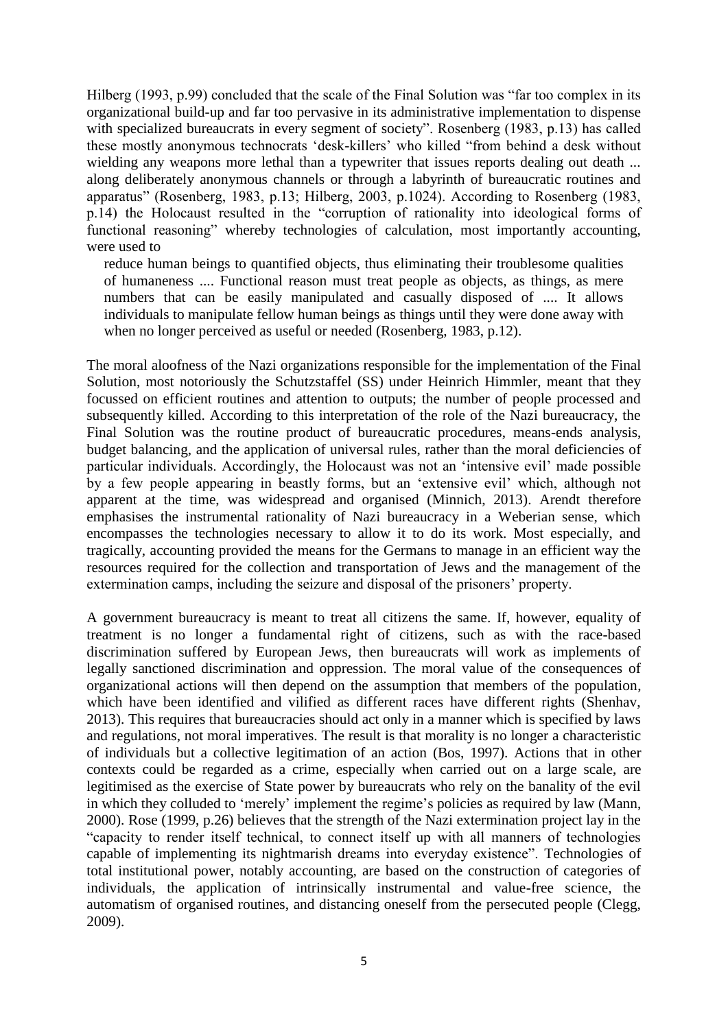Hilberg (1993, p.99) concluded that the scale of the Final Solution was "far too complex in its organizational build-up and far too pervasive in its administrative implementation to dispense with specialized bureaucrats in every segment of society". Rosenberg (1983, p.13) has called these mostly anonymous technocrats 'desk-killers' who killed "from behind a desk without wielding any weapons more lethal than a typewriter that issues reports dealing out death ... along deliberately anonymous channels or through a labyrinth of bureaucratic routines and apparatus" (Rosenberg, 1983, p.13; Hilberg, 2003, p.1024). According to Rosenberg (1983, p.14) the Holocaust resulted in the "corruption of rationality into ideological forms of functional reasoning" whereby technologies of calculation, most importantly accounting, were used to

> reduce human beings to quantified objects, thus eliminating their troublesome qualities of humaneness .... Functional reason must treat people as objects, as things, as mere numbers that can be easily manipulated and casually disposed of .... It allows individuals to manipulate fellow human beings as things until they were done away with when no longer perceived as useful or needed (Rosenberg, 1983, p.12).

The moral aloofness of the Nazi organizations responsible for the implementation of the Final Solution, most notoriously the Schutzstaffel (SS) under Heinrich Himmler, meant that they focussed on efficient routines and attention to outputs; the number of people processed and subsequently killed. According to this interpretation of the role of the Nazi bureaucracy, the Final Solution was the routine product of bureaucratic procedures, means-ends analysis, budget balancing, and the application of universal rules, rather than the moral deficiencies of particular individuals. Accordingly, the Holocaust was not an 'intensive evil' made possible by a few people appearing in beastly forms, but an 'extensive evil' which, although not apparent at the time, was widespread and organised (Minnich, 2013). Arendt therefore emphasises the instrumental rationality of Nazi bureaucracy in a Weberian sense, which encompasses the technologies necessary to allow it to do its work. Most especially, and tragically, accounting provided the means for the Germans to manage in an efficient way the resources required for the collection and transportation of Jews and the management of the extermination camps, including the seizure and disposal of the prisoners' property.

A government bureaucracy is meant to treat all citizens the same. If, however, equality of treatment is no longer a fundamental right of citizens, such as with the race-based discrimination suffered by European Jews, then bureaucrats will work as implements of legally sanctioned discrimination and oppression. The moral value of the consequences of organizational actions will then depend on the assumption that members of the population, which have been identified and vilified as different races have different rights (Shenhav, 2013). This requires that bureaucracies should act only in a manner which is specified by laws and regulations, not moral imperatives. The result is that morality is no longer a characteristic of individuals but a collective legitimation of an action (Bos, 1997). Actions that in other contexts could be regarded as a crime, especially when carried out on a large scale, are legitimised as the exercise of State power by bureaucrats who rely on the banality of the evil in which they colluded to 'merely' implement the regime's policies as required by law (Mann, 2000). Rose (1999, p.26) believes that the strength of the Nazi extermination project lay in the "capacity to render itself technical, to connect itself up with all manners of technologies capable of implementing its nightmarish dreams into everyday existence". Technologies of total institutional power, notably accounting, are based on the construction of categories of individuals, the application of intrinsically instrumental and value-free science, the automatism of organised routines, and distancing oneself from the persecuted people (Clegg, 2009).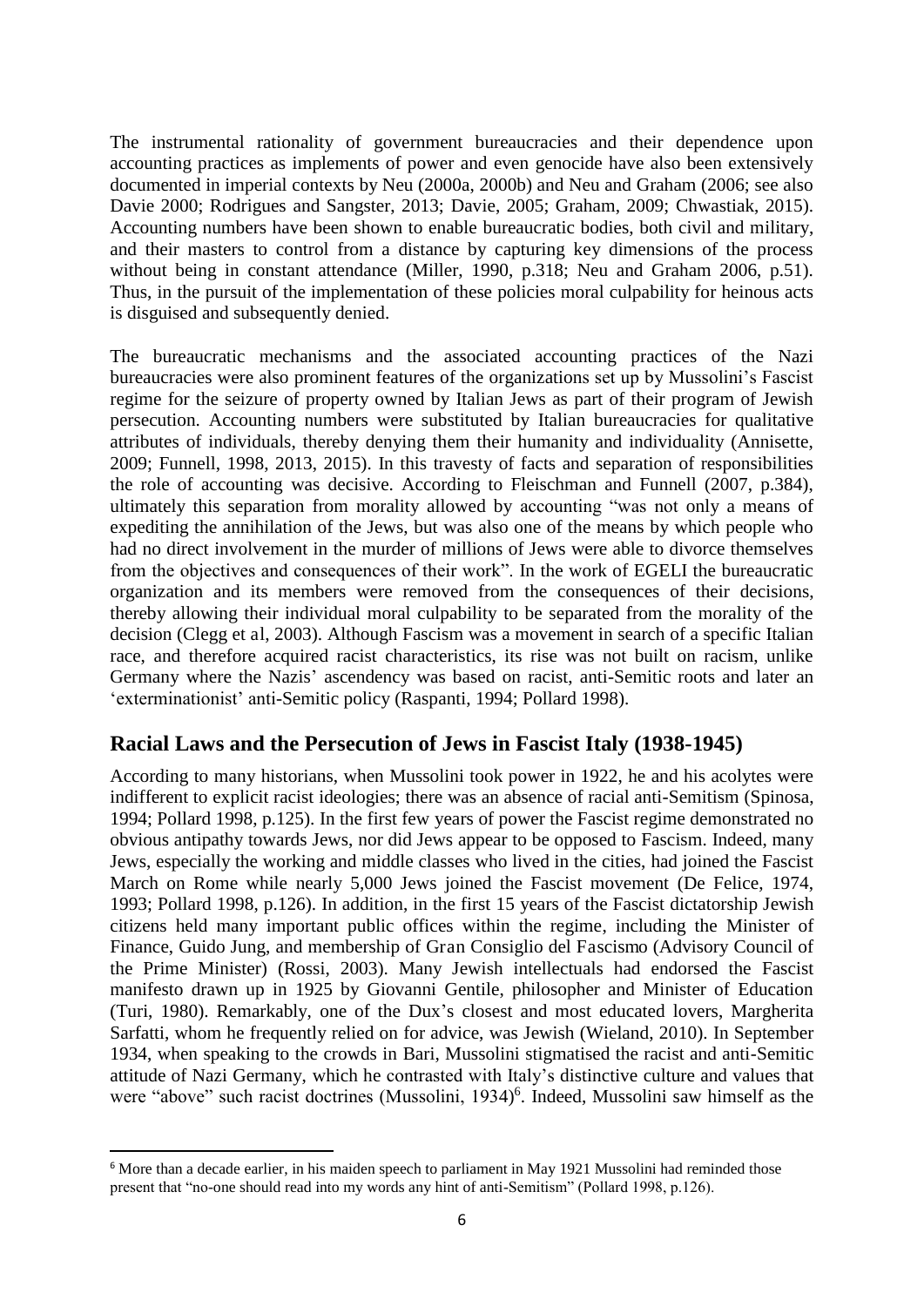The instrumental rationality of government bureaucracies and their dependence upon accounting practices as implements of power and even genocide have also been extensively documented in imperial contexts by Neu (2000a, 2000b) and Neu and Graham (2006; see also Davie 2000; Rodrigues and Sangster, 2013; Davie, 2005; Graham, 2009; Chwastiak, 2015). Accounting numbers have been shown to enable bureaucratic bodies, both civil and military, and their masters to control from a distance by capturing key dimensions of the process without being in constant attendance (Miller, 1990, p.318; Neu and Graham 2006, p.51). Thus, in the pursuit of the implementation of these policies moral culpability for heinous acts is disguised and subsequently denied.

The bureaucratic mechanisms and the associated accounting practices of the Nazi bureaucracies were also prominent features of the organizations set up by Mussolini's Fascist regime for the seizure of property owned by Italian Jews as part of their program of Jewish persecution. Accounting numbers were substituted by Italian bureaucracies for qualitative attributes of individuals, thereby denying them their humanity and individuality (Annisette, 2009; Funnell, 1998, 2013, 2015). In this travesty of facts and separation of responsibilities the role of accounting was decisive. According to Fleischman and Funnell (2007, p.384), ultimately this separation from morality allowed by accounting "was not only a means of expediting the annihilation of the Jews, but was also one of the means by which people who had no direct involvement in the murder of millions of Jews were able to divorce themselves from the objectives and consequences of their work". In the work of EGELI the bureaucratic organization and its members were removed from the consequences of their decisions, thereby allowing their individual moral culpability to be separated from the morality of the decision (Clegg et al, 2003). Although Fascism was a movement in search of a specific Italian race, and therefore acquired racist characteristics, its rise was not built on racism, unlike Germany where the Nazis' ascendency was based on racist, anti-Semitic roots and later an 'exterminationist' anti-Semitic policy (Raspanti, 1994; Pollard 1998).

## Racial Laws and the Persecution of Jews in Fascist Italy (1938-1945)

According to many historians, when Mussolini took power in 1922, he and his acolytes were indifferent to explicit racist ideologies; there was an absence of racial anti-Semitism (Spinosa, 1994; Pollard 1998, p.125). In the first few years of power the Fascist regime demonstrated no obvious antipathy towards Jews, nor did Jews appear to be opposed to Fascism. Indeed, many Jews, especially the working and middle classes who lived in the cities, had joined the Fascist March on Rome while nearly 5,000 Jews joined the Fascist movement (De Felice, 1974, 1993; Pollard 1998, p.126). In addition, in the first 15 years of the Fascist dictatorship Jewish citizens held many important public offices within the regime, including the Minister of Finance, Guido Jung, and membership of Gran Consiglio del Fascismo (Advisory Council of the Prime Minister) (Rossi, 2003). Many Jewish intellectuals had endorsed the Fascist manifesto drawn up in 1925 by Giovanni Gentile, philosopher and Minister of Education (Turi, 1980). Remarkably, one of the Dux's closest and most educated lovers, Margherita Sarfatti, whom he frequently relied on for advice, was Jewish (Wieland, 2010). In September 1934, when speaking to the crowds in Bari, Mussolini stigmatised the racist and anti-Semitic attitude of Nazi Germany, which he contrasted with Italy's distinctive culture and values that were "above" such racist doctrines (Mussolini, 1934)[6]. Indeed, Mussolini saw himself as the

[6] More than a decade earlier, in his maiden speech to parliament in May 1921 Mussolini had reminded those present that "no-one should read into my words any hint of anti-Semitism" (Pollard 1998, p.126).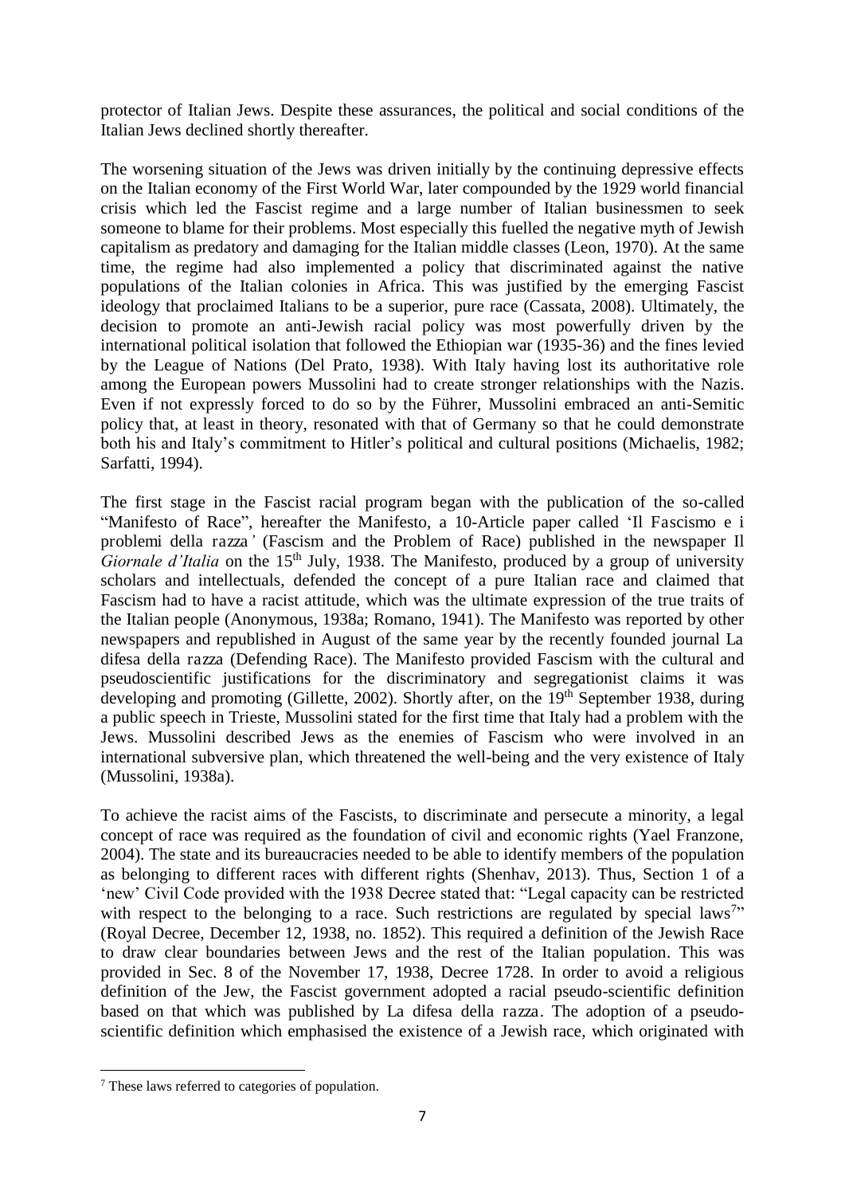protector of Italian Jews. Despite these assurances, the political and social conditions of the Italian Jews declined shortly thereafter.

The worsening situation of the Jews was driven initially by the continuing depressive effects on the Italian economy of the First World War, later compounded by the 1929 world financial crisis which led the Fascist regime and a large number of Italian businessmen to seek someone to blame for their problems. Most especially this fuelled the negative myth of Jewish capitalism as predatory and damaging for the Italian middle classes (Leon, 1970). At the same time, the regime had also implemented a policy that discriminated against the native populations of the Italian colonies in Africa. This was justified by the emerging Fascist ideology that proclaimed Italians to be a superior, pure race (Cassata, 2008). Ultimately, the decision to promote an anti-Jewish racial policy was most powerfully driven by the international political isolation that followed the Ethiopian war (1935-36) and the fines levied by the League of Nations (Del Prato, 1938). With Italy having lost its authoritative role among the European powers Mussolini had to create stronger relationships with the Nazis. Even if not expressly forced to do so by the Führer, Mussolini embraced an anti-Semitic policy that, at least in theory, resonated with that of Germany so that he could demonstrate both his and Italy's commitment to Hitler's political and cultural positions (Michaelis, 1982; Sarfatti, 1994).

The first stage in the Fascist racial program began with the publication of the so-called "Manifesto of Race", hereafter the Manifesto, a 10-Article paper called 'Il Fascismo e i problemi della razza*'* (Fascism and the Problem of Race) published in the newspaper Il *Giornale d'Italia* on the 15th July, 1938. The Manifesto, produced by a group of university scholars and intellectuals, defended the concept of a pure Italian race and claimed that Fascism had to have a racist attitude, which was the ultimate expression of the true traits of the Italian people (Anonymous, 1938a; Romano, 1941). The Manifesto was reported by other newspapers and republished in August of the same year by the recently founded journal La difesa della razza (Defending Race). The Manifesto provided Fascism with the cultural and pseudoscientific justifications for the discriminatory and segregationist claims it was developing and promoting (Gillette, 2002). Shortly after, on the 19th September 1938, during a public speech in Trieste, Mussolini stated for the first time that Italy had a problem with the Jews. Mussolini described Jews as the enemies of Fascism who were involved in an international subversive plan, which threatened the well-being and the very existence of Italy (Mussolini, 1938a).

To achieve the racist aims of the Fascists, to discriminate and persecute a minority, a legal concept of race was required as the foundation of civil and economic rights (Yael Franzone, 2004). The state and its bureaucracies needed to be able to identify members of the population as belonging to different races with different rights (Shenhav, 2013). Thus, Section 1 of a 'new' Civil Code provided with the 1938 Decree stated that: "Legal capacity can be restricted with respect to the belonging to a race. Such restrictions are regulated by special laws[7]" (Royal Decree, December 12, 1938, no. 1852). This required a definition of the Jewish Race to draw clear boundaries between Jews and the rest of the Italian population. This was provided in Sec. 8 of the November 17, 1938, Decree 1728. In order to avoid a religious definition of the Jew, the Fascist government adopted a racial pseudo-scientific definition based on that which was published by La difesa della razza. The adoption of a pseudo-scientific definition which emphasised the existence of a Jewish race, which originated with

[7] These laws referred to categories of population.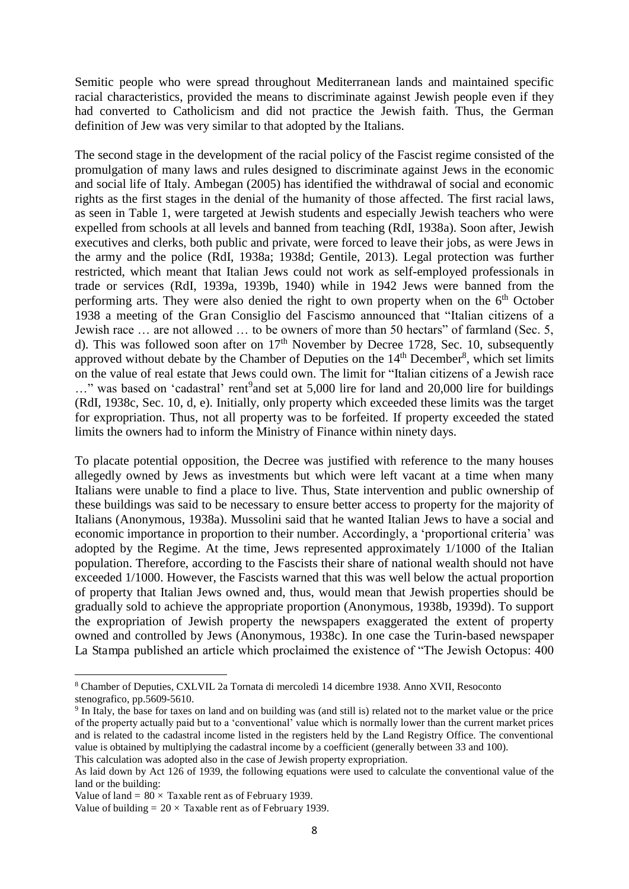Semitic people who were spread throughout Mediterranean lands and maintained specific racial characteristics, provided the means to discriminate against Jewish people even if they had converted to Catholicism and did not practice the Jewish faith. Thus, the German definition of Jew was very similar to that adopted by the Italians.

The second stage in the development of the racial policy of the Fascist regime consisted of the promulgation of many laws and rules designed to discriminate against Jews in the economic and social life of Italy. Ambegan (2005) has identified the withdrawal of social and economic rights as the first stages in the denial of the humanity of those affected. The first racial laws, as seen in Table 1, were targeted at Jewish students and especially Jewish teachers who were expelled from schools at all levels and banned from teaching (RdI, 1938a). Soon after, Jewish executives and clerks, both public and private, were forced to leave their jobs, as were Jews in the army and the police (RdI, 1938a; 1938d; Gentile, 2013). Legal protection was further restricted, which meant that Italian Jews could not work as self-employed professionals in trade or services (RdI, 1939a, 1939b, 1940) while in 1942 Jews were banned from the performing arts. They were also denied the right to own property when on the 6th October 1938 a meeting of the Gran Consiglio del Fascismo announced that "Italian citizens of a Jewish race … are not allowed … to be owners of more than 50 hectars" of farmland (Sec. 5, d). This was followed soon after on 17th November by Decree 1728, Sec. 10, subsequently approved without debate by the Chamber of Deputies on the 14th December[8], which set limits on the value of real estate that Jews could own. The limit for "Italian citizens of a Jewish race …" was based on 'cadastral' rent[9] and set at 5,000 lire for land and 20,000 lire for buildings (RdI, 1938c, Sec. 10, d, e). Initially, only property which exceeded these limits was the target for expropriation. Thus, not all property was to be forfeited. If property exceeded the stated limits the owners had to inform the Ministry of Finance within ninety days.

To placate potential opposition, the Decree was justified with reference to the many houses allegedly owned by Jews as investments but which were left vacant at a time when many Italians were unable to find a place to live. Thus, State intervention and public ownership of these buildings was said to be necessary to ensure better access to property for the majority of Italians (Anonymous, 1938a). Mussolini said that he wanted Italian Jews to have a social and economic importance in proportion to their number. Accordingly, a 'proportional criteria' was adopted by the Regime. At the time, Jews represented approximately 1/1000 of the Italian population. Therefore, according to the Fascists their share of national wealth should not have exceeded 1/1000. However, the Fascists warned that this was well below the actual proportion of property that Italian Jews owned and, thus, would mean that Jewish properties should be gradually sold to achieve the appropriate proportion (Anonymous, 1938b, 1939d). To support the expropriation of Jewish property the newspapers exaggerated the extent of property owned and controlled by Jews (Anonymous, 1938c). In one case the Turin-based newspaper La Stampa published an article which proclaimed the existence of "The Jewish Octopus: 400

---

[8] Chamber of Deputies, CXLVIL 2a Tornata di mercoledì 14 dicembre 1938. Anno XVII, Resoconto stenografico, pp.5609-5610.

[9] In Italy, the base for taxes on land and on building was (and still is) related not to the market value or the price of the property actually paid but to a 'conventional' value which is normally lower than the current market prices and is related to the cadastral income listed in the registers held by the Land Registry Office. The conventional value is obtained by multiplying the cadastral income by a coefficient (generally between 33 and 100).
This calculation was adopted also in the case of Jewish property expropriation.
As laid down by Act 126 of 1939, the following equations were used to calculate the conventional value of the land or the building:
Value of land = $80 \times$ Taxable rent as of February 1939.
Value of building = $20 \times$ Taxable rent as of February 1939.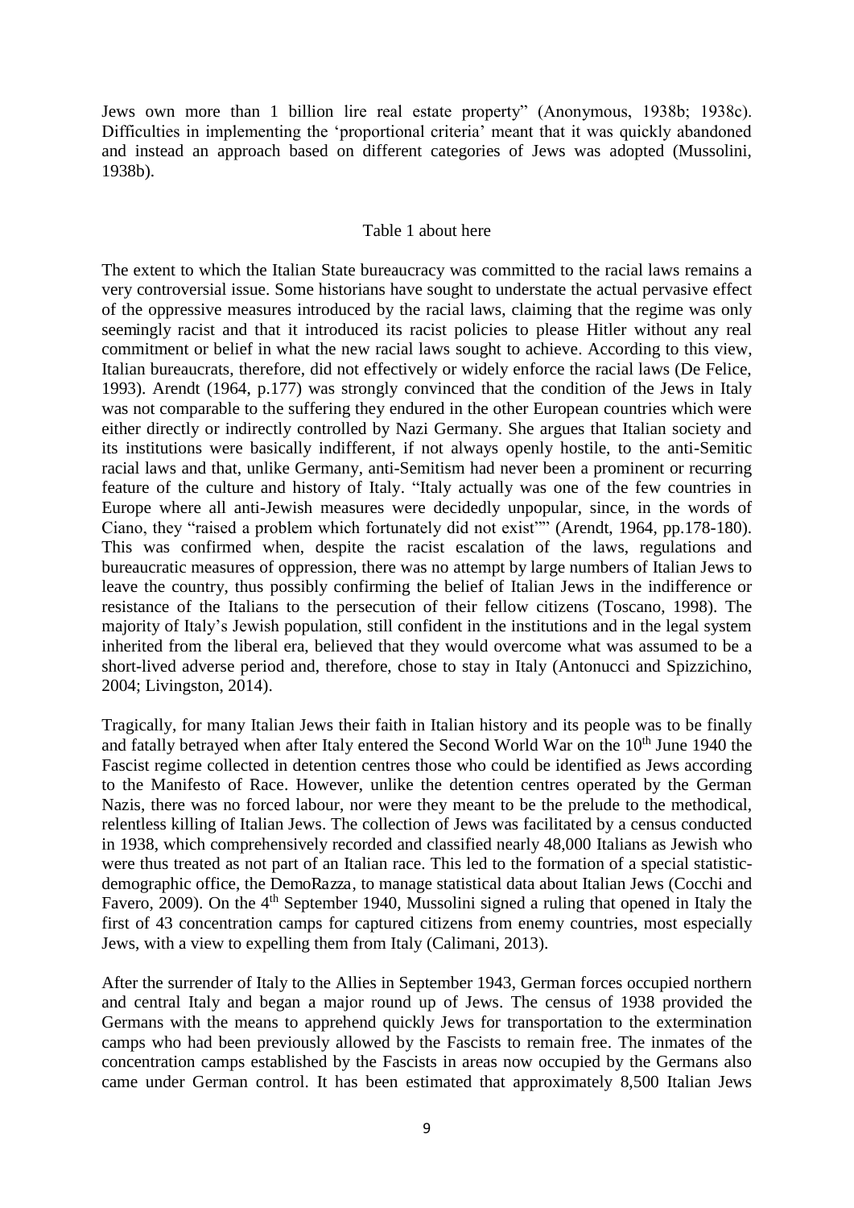Jews own more than 1 billion lire real estate property" (Anonymous, 1938b; 1938c). Difficulties in implementing the 'proportional criteria' meant that it was quickly abandoned and instead an approach based on different categories of Jews was adopted (Mussolini, 1938b).

Table 1 about here

The extent to which the Italian State bureaucracy was committed to the racial laws remains a very controversial issue. Some historians have sought to understate the actual pervasive effect of the oppressive measures introduced by the racial laws, claiming that the regime was only seemingly racist and that it introduced its racist policies to please Hitler without any real commitment or belief in what the new racial laws sought to achieve. According to this view, Italian bureaucrats, therefore, did not effectively or widely enforce the racial laws (De Felice, 1993). Arendt (1964, p.177) was strongly convinced that the condition of the Jews in Italy was not comparable to the suffering they endured in the other European countries which were either directly or indirectly controlled by Nazi Germany. She argues that Italian society and its institutions were basically indifferent, if not always openly hostile, to the anti-Semitic racial laws and that, unlike Germany, anti-Semitism had never been a prominent or recurring feature of the culture and history of Italy. "Italy actually was one of the few countries in Europe where all anti-Jewish measures were decidedly unpopular, since, in the words of Ciano, they "raised a problem which fortunately did not exist"" (Arendt, 1964, pp.178-180). This was confirmed when, despite the racist escalation of the laws, regulations and bureaucratic measures of oppression, there was no attempt by large numbers of Italian Jews to leave the country, thus possibly confirming the belief of Italian Jews in the indifference or resistance of the Italians to the persecution of their fellow citizens (Toscano, 1998). The majority of Italy's Jewish population, still confident in the institutions and in the legal system inherited from the liberal era, believed that they would overcome what was assumed to be a short-lived adverse period and, therefore, chose to stay in Italy (Antonucci and Spizzichino, 2004; Livingston, 2014).

Tragically, for many Italian Jews their faith in Italian history and its people was to be finally and fatally betrayed when after Italy entered the Second World War on the 10th June 1940 the Fascist regime collected in detention centres those who could be identified as Jews according to the Manifesto of Race. However, unlike the detention centres operated by the German Nazis, there was no forced labour, nor were they meant to be the prelude to the methodical, relentless killing of Italian Jews. The collection of Jews was facilitated by a census conducted in 1938, which comprehensively recorded and classified nearly 48,000 Italians as Jewish who were thus treated as not part of an Italian race. This led to the formation of a special statistic-demographic office, the DemoRazza, to manage statistical data about Italian Jews (Cocchi and Favero, 2009). On the 4th September 1940, Mussolini signed a ruling that opened in Italy the first of 43 concentration camps for captured citizens from enemy countries, most especially Jews, with a view to expelling them from Italy (Calimani, 2013).

After the surrender of Italy to the Allies in September 1943, German forces occupied northern and central Italy and began a major round up of Jews. The census of 1938 provided the Germans with the means to apprehend quickly Jews for transportation to the extermination camps who had been previously allowed by the Fascists to remain free. The inmates of the concentration camps established by the Fascists in areas now occupied by the Germans also came under German control. It has been estimated that approximately 8,500 Italian Jews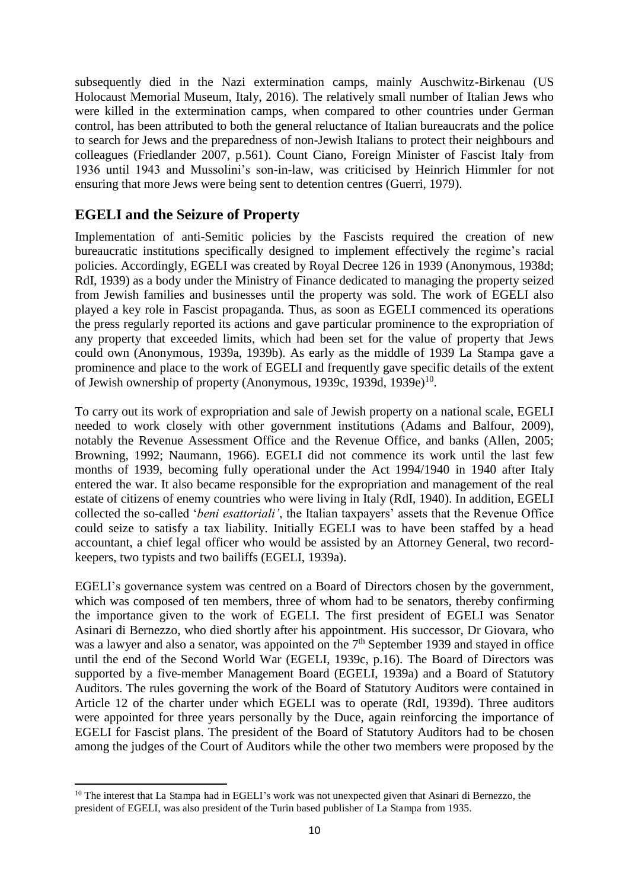subsequently died in the Nazi extermination camps, mainly Auschwitz-Birkenau (US Holocaust Memorial Museum, Italy, 2016). The relatively small number of Italian Jews who were killed in the extermination camps, when compared to other countries under German control, has been attributed to both the general reluctance of Italian bureaucrats and the police to search for Jews and the preparedness of non-Jewish Italians to protect their neighbours and colleagues (Friedlander 2007, p.561). Count Ciano, Foreign Minister of Fascist Italy from 1936 until 1943 and Mussolini's son-in-law, was criticised by Heinrich Himmler for not ensuring that more Jews were being sent to detention centres (Guerri, 1979).

## EGELI and the Seizure of Property

Implementation of anti-Semitic policies by the Fascists required the creation of new bureaucratic institutions specifically designed to implement effectively the regime's racial policies. Accordingly, EGELI was created by Royal Decree 126 in 1939 (Anonymous, 1938d; RdI, 1939) as a body under the Ministry of Finance dedicated to managing the property seized from Jewish families and businesses until the property was sold. The work of EGELI also played a key role in Fascist propaganda. Thus, as soon as EGELI commenced its operations the press regularly reported its actions and gave particular prominence to the expropriation of any property that exceeded limits, which had been set for the value of property that Jews could own (Anonymous, 1939a, 1939b). As early as the middle of 1939 La Stampa gave a prominence and place to the work of EGELI and frequently gave specific details of the extent of Jewish ownership of property (Anonymous, 1939c, 1939d, 1939e)[10].

To carry out its work of expropriation and sale of Jewish property on a national scale, EGELI needed to work closely with other government institutions (Adams and Balfour, 2009), notably the Revenue Assessment Office and the Revenue Office, and banks (Allen, 2005; Browning, 1992; Naumann, 1966). EGELI did not commence its work until the last few months of 1939, becoming fully operational under the Act 1994/1940 in 1940 after Italy entered the war. It also became responsible for the expropriation and management of the real estate of citizens of enemy countries who were living in Italy (RdI, 1940). In addition, EGELI collected the so-called '*beni esattoriali'*, the Italian taxpayers' assets that the Revenue Office could seize to satisfy a tax liability. Initially EGELI was to have been staffed by a head accountant, a chief legal officer who would be assisted by an Attorney General, two record-keepers, two typists and two bailiffs (EGELI, 1939a).

EGELI's governance system was centred on a Board of Directors chosen by the government, which was composed of ten members, three of whom had to be senators, thereby confirming the importance given to the work of EGELI. The first president of EGELI was Senator Asinari di Bernezzo, who died shortly after his appointment. His successor, Dr Giovara, who was a lawyer and also a senator, was appointed on the 7th September 1939 and stayed in office until the end of the Second World War (EGELI, 1939c, p.16). The Board of Directors was supported by a five-member Management Board (EGELI, 1939a) and a Board of Statutory Auditors. The rules governing the work of the Board of Statutory Auditors were contained in Article 12 of the charter under which EGELI was to operate (RdI, 1939d). Three auditors were appointed for three years personally by the Duce, again reinforcing the importance of EGELI for Fascist plans. The president of the Board of Statutory Auditors had to be chosen among the judges of the Court of Auditors while the other two members were proposed by the

[10] The interest that La Stampa had in EGELI's work was not unexpected given that Asinari di Bernezzo, the president of EGELI, was also president of the Turin based publisher of La Stampa from 1935.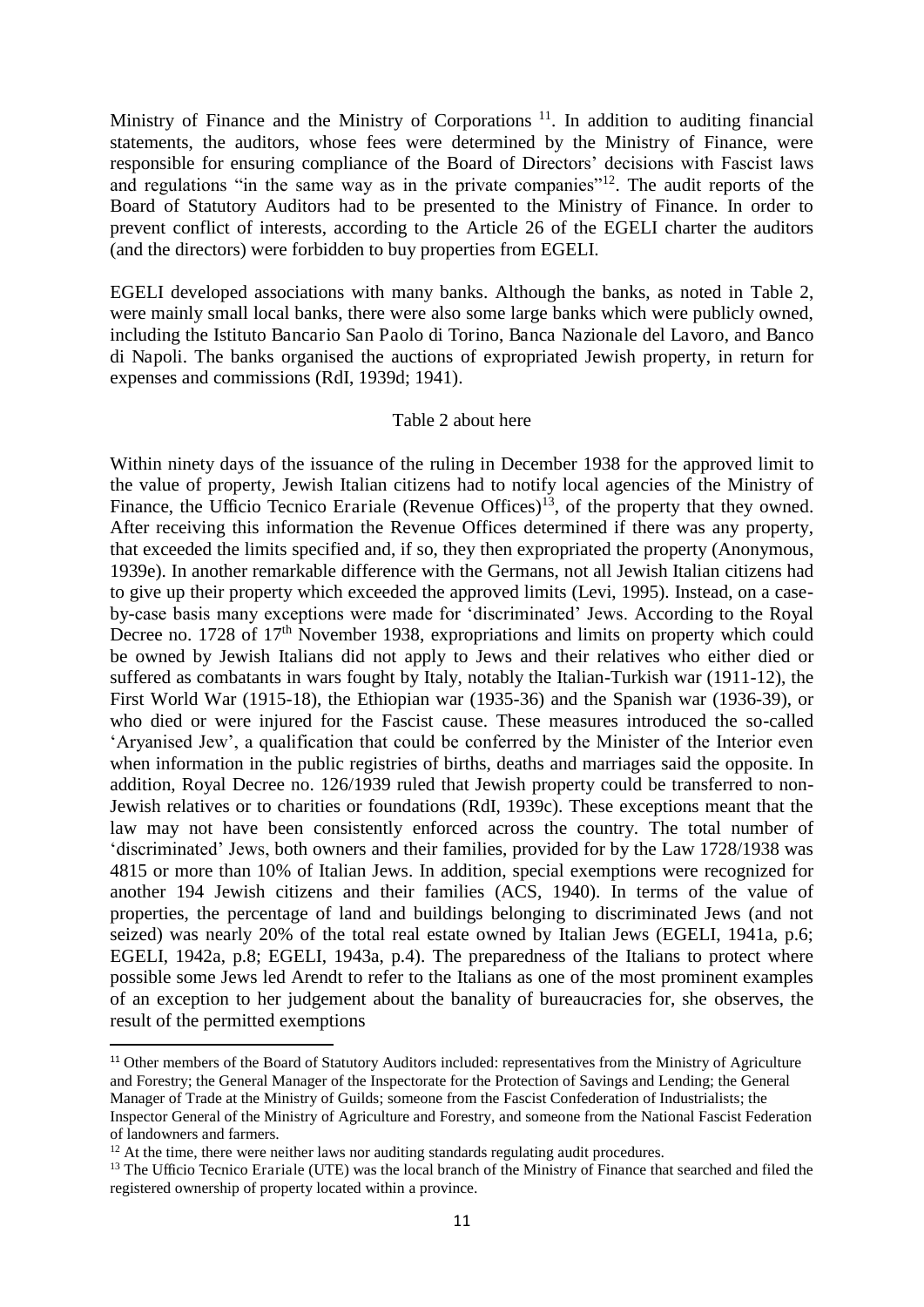Ministry of Finance and the Ministry of Corporations [11]. In addition to auditing financial statements, the auditors, whose fees were determined by the Ministry of Finance, were responsible for ensuring compliance of the Board of Directors' decisions with Fascist laws and regulations "in the same way as in the private companies"[12]. The audit reports of the Board of Statutory Auditors had to be presented to the Ministry of Finance. In order to prevent conflict of interests, according to the Article 26 of the EGELI charter the auditors (and the directors) were forbidden to buy properties from EGELI.

EGELI developed associations with many banks. Although the banks, as noted in Table 2, were mainly small local banks, there were also some large banks which were publicly owned, including the Istituto Bancario San Paolo di Torino, Banca Nazionale del Lavoro, and Banco di Napoli. The banks organised the auctions of expropriated Jewish property, in return for expenses and commissions (RdI, 1939d; 1941).

Table 2 about here

Within ninety days of the issuance of the ruling in December 1938 for the approved limit to the value of property, Jewish Italian citizens had to notify local agencies of the Ministry of Finance, the Ufficio Tecnico Erariale (Revenue Offices)[13], of the property that they owned. After receiving this information the Revenue Offices determined if there was any property, that exceeded the limits specified and, if so, they then expropriated the property (Anonymous, 1939e). In another remarkable difference with the Germans, not all Jewish Italian citizens had to give up their property which exceeded the approved limits (Levi, 1995). Instead, on a case-by-case basis many exceptions were made for 'discriminated' Jews. According to the Royal Decree no. 1728 of 17th November 1938, expropriations and limits on property which could be owned by Jewish Italians did not apply to Jews and their relatives who either died or suffered as combatants in wars fought by Italy, notably the Italian-Turkish war (1911-12), the First World War (1915-18), the Ethiopian war (1935-36) and the Spanish war (1936-39), or who died or were injured for the Fascist cause. These measures introduced the so-called 'Aryanised Jew', a qualification that could be conferred by the Minister of the Interior even when information in the public registries of births, deaths and marriages said the opposite. In addition, Royal Decree no. 126/1939 ruled that Jewish property could be transferred to non-Jewish relatives or to charities or foundations (RdI, 1939c). These exceptions meant that the law may not have been consistently enforced across the country. The total number of 'discriminated' Jews, both owners and their families, provided for by the Law 1728/1938 was 4815 or more than 10% of Italian Jews. In addition, special exemptions were recognized for another 194 Jewish citizens and their families (ACS, 1940). In terms of the value of properties, the percentage of land and buildings belonging to discriminated Jews (and not seized) was nearly 20% of the total real estate owned by Italian Jews (EGELI, 1941a, p.6; EGELI, 1942a, p.8; EGELI, 1943a, p.4). The preparedness of the Italians to protect where possible some Jews led Arendt to refer to the Italians as one of the most prominent examples of an exception to her judgement about the banality of bureaucracies for, she observes, the result of the permitted exemptions

[11] Other members of the Board of Statutory Auditors included: representatives from the Ministry of Agriculture and Forestry; the General Manager of the Inspectorate for the Protection of Savings and Lending; the General Manager of Trade at the Ministry of Guilds; someone from the Fascist Confederation of Industrialists; the Inspector General of the Ministry of Agriculture and Forestry, and someone from the National Fascist Federation of landowners and farmers.

[12] At the time, there were neither laws nor auditing standards regulating audit procedures.

[13] The Ufficio Tecnico Erariale (UTE) was the local branch of the Ministry of Finance that searched and filed the registered ownership of property located within a province.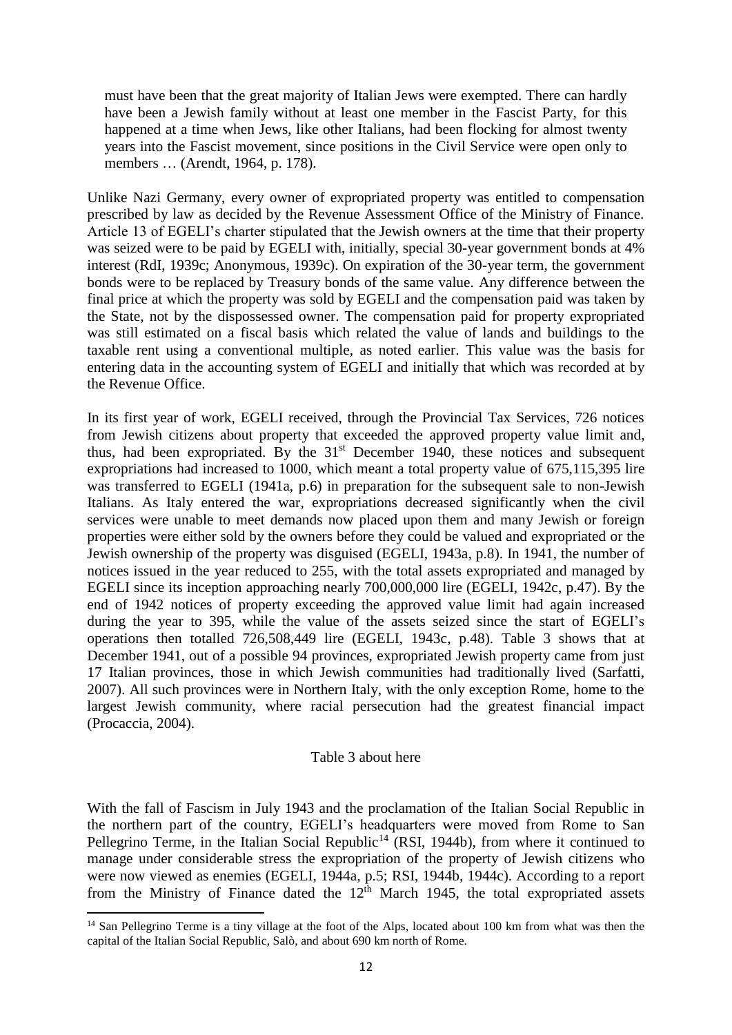must have been that the great majority of Italian Jews were exempted. There can hardly have been a Jewish family without at least one member in the Fascist Party, for this happened at a time when Jews, like other Italians, had been flocking for almost twenty years into the Fascist movement, since positions in the Civil Service were open only to members … (Arendt, 1964, p. 178).

Unlike Nazi Germany, every owner of expropriated property was entitled to compensation prescribed by law as decided by the Revenue Assessment Office of the Ministry of Finance. Article 13 of EGELI's charter stipulated that the Jewish owners at the time that their property was seized were to be paid by EGELI with, initially, special 30-year government bonds at 4% interest (RdI, 1939c; Anonymous, 1939c). On expiration of the 30-year term, the government bonds were to be replaced by Treasury bonds of the same value. Any difference between the final price at which the property was sold by EGELI and the compensation paid was taken by the State, not by the dispossessed owner. The compensation paid for property expropriated was still estimated on a fiscal basis which related the value of lands and buildings to the taxable rent using a conventional multiple, as noted earlier. This value was the basis for entering data in the accounting system of EGELI and initially that which was recorded at by the Revenue Office.

In its first year of work, EGELI received, through the Provincial Tax Services, 726 notices from Jewish citizens about property that exceeded the approved property value limit and, thus, had been expropriated. By the 31st December 1940, these notices and subsequent expropriations had increased to 1000, which meant a total property value of 675,115,395 lire was transferred to EGELI (1941a, p.6) in preparation for the subsequent sale to non-Jewish Italians. As Italy entered the war, expropriations decreased significantly when the civil services were unable to meet demands now placed upon them and many Jewish or foreign properties were either sold by the owners before they could be valued and expropriated or the Jewish ownership of the property was disguised (EGELI, 1943a, p.8). In 1941, the number of notices issued in the year reduced to 255, with the total assets expropriated and managed by EGELI since its inception approaching nearly 700,000,000 lire (EGELI, 1942c, p.47). By the end of 1942 notices of property exceeding the approved value limit had again increased during the year to 395, while the value of the assets seized since the start of EGELI's operations then totalled 726,508,449 lire (EGELI, 1943c, p.48). Table 3 shows that at December 1941, out of a possible 94 provinces, expropriated Jewish property came from just 17 Italian provinces, those in which Jewish communities had traditionally lived (Sarfatti, 2007). All such provinces were in Northern Italy, with the only exception Rome, home to the largest Jewish community, where racial persecution had the greatest financial impact (Procaccia, 2004).

Table 3 about here

With the fall of Fascism in July 1943 and the proclamation of the Italian Social Republic in the northern part of the country, EGELI's headquarters were moved from Rome to San Pellegrino Terme, in the Italian Social Republic[14] (RSI, 1944b), from where it continued to manage under considerable stress the expropriation of the property of Jewish citizens who were now viewed as enemies (EGELI, 1944a, p.5; RSI, 1944b, 1944c). According to a report from the Ministry of Finance dated the 12th March 1945, the total expropriated assets

[14] San Pellegrino Terme is a tiny village at the foot of the Alps, located about 100 km from what was then the capital of the Italian Social Republic, Salò, and about 690 km north of Rome.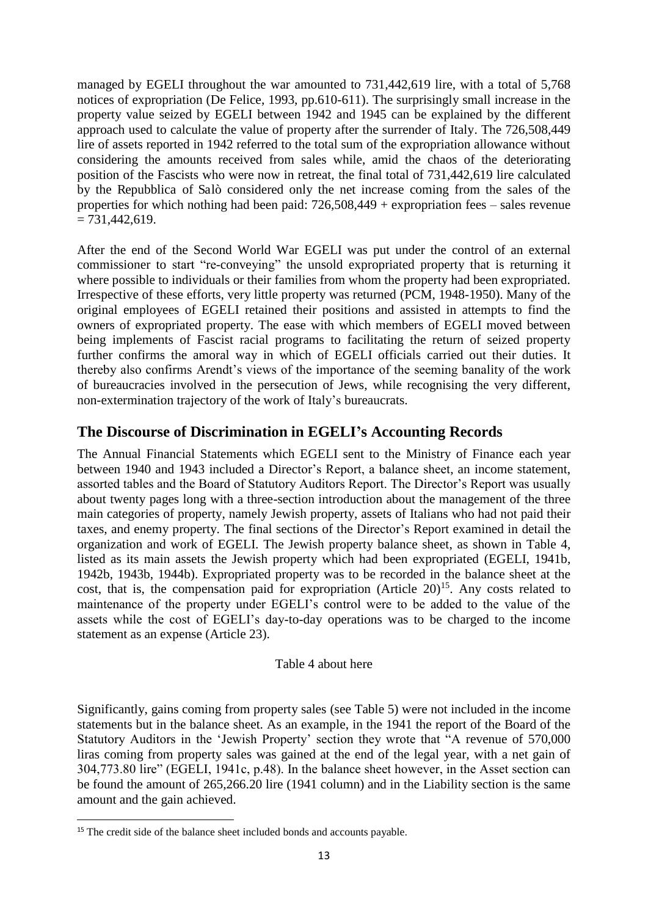managed by EGELI throughout the war amounted to 731,442,619 lire, with a total of 5,768 notices of expropriation (De Felice, 1993, pp.610-611). The surprisingly small increase in the property value seized by EGELI between 1942 and 1945 can be explained by the different approach used to calculate the value of property after the surrender of Italy. The 726,508,449 lire of assets reported in 1942 referred to the total sum of the expropriation allowance without considering the amounts received from sales while, amid the chaos of the deteriorating position of the Fascists who were now in retreat, the final total of 731,442,619 lire calculated by the Repubblica of Salò considered only the net increase coming from the sales of the properties for which nothing had been paid: 726,508,449 + expropriation fees – sales revenue = 731,442,619.

After the end of the Second World War EGELI was put under the control of an external commissioner to start "re-conveying" the unsold expropriated property that is returning it where possible to individuals or their families from whom the property had been expropriated. Irrespective of these efforts, very little property was returned (PCM, 1948-1950). Many of the original employees of EGELI retained their positions and assisted in attempts to find the owners of expropriated property. The ease with which members of EGELI moved between being implements of Fascist racial programs to facilitating the return of seized property further confirms the amoral way in which of EGELI officials carried out their duties. It thereby also confirms Arendt's views of the importance of the seeming banality of the work of bureaucracies involved in the persecution of Jews, while recognising the very different, non-extermination trajectory of the work of Italy's bureaucrats.

## The Discourse of Discrimination in EGELI's Accounting Records

The Annual Financial Statements which EGELI sent to the Ministry of Finance each year between 1940 and 1943 included a Director's Report, a balance sheet, an income statement, assorted tables and the Board of Statutory Auditors Report. The Director's Report was usually about twenty pages long with a three-section introduction about the management of the three main categories of property, namely Jewish property, assets of Italians who had not paid their taxes, and enemy property. The final sections of the Director's Report examined in detail the organization and work of EGELI. The Jewish property balance sheet, as shown in Table 4, listed as its main assets the Jewish property which had been expropriated (EGELI, 1941b, 1942b, 1943b, 1944b). Expropriated property was to be recorded in the balance sheet at the cost, that is, the compensation paid for expropriation (Article 20)[15]. Any costs related to maintenance of the property under EGELI's control were to be added to the value of the assets while the cost of EGELI's day-to-day operations was to be charged to the income statement as an expense (Article 23).

Table 4 about here

Significantly, gains coming from property sales (see Table 5) were not included in the income statements but in the balance sheet. As an example, in the 1941 the report of the Board of the Statutory Auditors in the 'Jewish Property' section they wrote that "A revenue of 570,000 liras coming from property sales was gained at the end of the legal year, with a net gain of 304,773.80 lire" (EGELI, 1941c, p.48). In the balance sheet however, in the Asset section can be found the amount of 265,266.20 lire (1941 column) and in the Liability section is the same amount and the gain achieved.

[15] The credit side of the balance sheet included bonds and accounts payable.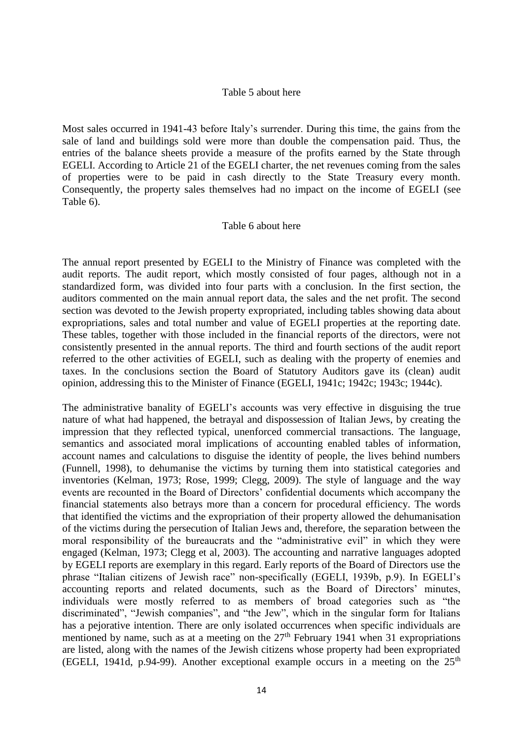Table 5 about here

Most sales occurred in 1941-43 before Italy's surrender. During this time, the gains from the sale of land and buildings sold were more than double the compensation paid. Thus, the entries of the balance sheets provide a measure of the profits earned by the State through EGELI. According to Article 21 of the EGELI charter, the net revenues coming from the sales of properties were to be paid in cash directly to the State Treasury every month. Consequently, the property sales themselves had no impact on the income of EGELI (see Table 6).

Table 6 about here

The annual report presented by EGELI to the Ministry of Finance was completed with the audit reports. The audit report, which mostly consisted of four pages, although not in a standardized form, was divided into four parts with a conclusion. In the first section, the auditors commented on the main annual report data, the sales and the net profit. The second section was devoted to the Jewish property expropriated, including tables showing data about expropriations, sales and total number and value of EGELI properties at the reporting date. These tables, together with those included in the financial reports of the directors, were not consistently presented in the annual reports. The third and fourth sections of the audit report referred to the other activities of EGELI, such as dealing with the property of enemies and taxes. In the conclusions section the Board of Statutory Auditors gave its (clean) audit opinion, addressing this to the Minister of Finance (EGELI, 1941c; 1942c; 1943c; 1944c).

The administrative banality of EGELI's accounts was very effective in disguising the true nature of what had happened, the betrayal and dispossession of Italian Jews, by creating the impression that they reflected typical, unenforced commercial transactions. The language, semantics and associated moral implications of accounting enabled tables of information, account names and calculations to disguise the identity of people, the lives behind numbers (Funnell, 1998), to dehumanise the victims by turning them into statistical categories and inventories (Kelman, 1973; Rose, 1999; Clegg, 2009). The style of language and the way events are recounted in the Board of Directors' confidential documents which accompany the financial statements also betrays more than a concern for procedural efficiency. The words that identified the victims and the expropriation of their property allowed the dehumanisation of the victims during the persecution of Italian Jews and, therefore, the separation between the moral responsibility of the bureaucrats and the "administrative evil" in which they were engaged (Kelman, 1973; Clegg et al, 2003). The accounting and narrative languages adopted by EGELI reports are exemplary in this regard. Early reports of the Board of Directors use the phrase "Italian citizens of Jewish race" non-specifically (EGELI, 1939b, p.9). In EGELI's accounting reports and related documents, such as the Board of Directors' minutes, individuals were mostly referred to as members of broad categories such as "the discriminated", "Jewish companies", and "the Jew", which in the singular form for Italians has a pejorative intention. There are only isolated occurrences when specific individuals are mentioned by name, such as at a meeting on the 27th February 1941 when 31 expropriations are listed, along with the names of the Jewish citizens whose property had been expropriated (EGELI, 1941d, p.94-99). Another exceptional example occurs in a meeting on the 25th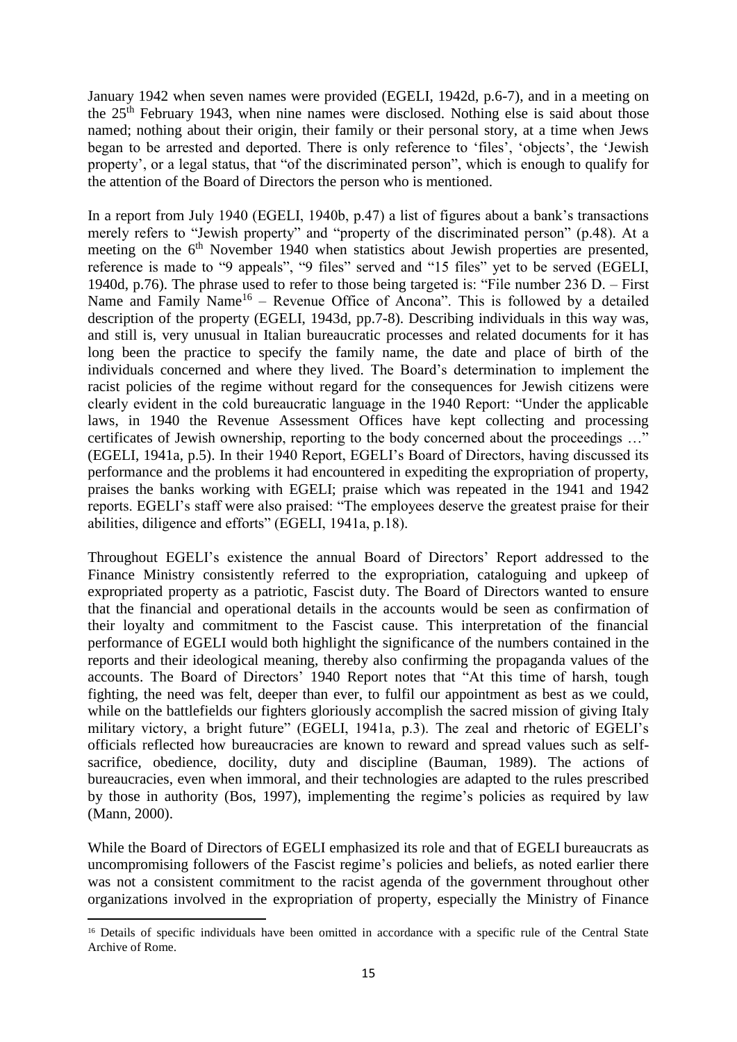January 1942 when seven names were provided (EGELI, 1942d, p.6-7), and in a meeting on the 25th February 1943, when nine names were disclosed. Nothing else is said about those named; nothing about their origin, their family or their personal story, at a time when Jews began to be arrested and deported. There is only reference to 'files', 'objects', the 'Jewish property', or a legal status, that "of the discriminated person", which is enough to qualify for the attention of the Board of Directors the person who is mentioned.

In a report from July 1940 (EGELI, 1940b, p.47) a list of figures about a bank's transactions merely refers to "Jewish property" and "property of the discriminated person" (p.48). At a meeting on the 6th November 1940 when statistics about Jewish properties are presented, reference is made to "9 appeals", "9 files" served and "15 files" yet to be served (EGELI, 1940d, p.76). The phrase used to refer to those being targeted is: "File number 236 D. – First Name and Family Name[16] – Revenue Office of Ancona". This is followed by a detailed description of the property (EGELI, 1943d, pp.7-8). Describing individuals in this way was, and still is, very unusual in Italian bureaucratic processes and related documents for it has long been the practice to specify the family name, the date and place of birth of the individuals concerned and where they lived. The Board's determination to implement the racist policies of the regime without regard for the consequences for Jewish citizens were clearly evident in the cold bureaucratic language in the 1940 Report: "Under the applicable laws, in 1940 the Revenue Assessment Offices have kept collecting and processing certificates of Jewish ownership, reporting to the body concerned about the proceedings …" (EGELI, 1941a, p.5). In their 1940 Report, EGELI's Board of Directors, having discussed its performance and the problems it had encountered in expediting the expropriation of property, praises the banks working with EGELI; praise which was repeated in the 1941 and 1942 reports. EGELI's staff were also praised: "The employees deserve the greatest praise for their abilities, diligence and efforts" (EGELI, 1941a, p.18).

Throughout EGELI's existence the annual Board of Directors' Report addressed to the Finance Ministry consistently referred to the expropriation, cataloguing and upkeep of expropriated property as a patriotic, Fascist duty. The Board of Directors wanted to ensure that the financial and operational details in the accounts would be seen as confirmation of their loyalty and commitment to the Fascist cause. This interpretation of the financial performance of EGELI would both highlight the significance of the numbers contained in the reports and their ideological meaning, thereby also confirming the propaganda values of the accounts. The Board of Directors' 1940 Report notes that "At this time of harsh, tough fighting, the need was felt, deeper than ever, to fulfil our appointment as best as we could, while on the battlefields our fighters gloriously accomplish the sacred mission of giving Italy military victory, a bright future" (EGELI, 1941a, p.3). The zeal and rhetoric of EGELI's officials reflected how bureaucracies are known to reward and spread values such as self-sacrifice, obedience, docility, duty and discipline (Bauman, 1989). The actions of bureaucracies, even when immoral, and their technologies are adapted to the rules prescribed by those in authority (Bos, 1997), implementing the regime's policies as required by law (Mann, 2000).

While the Board of Directors of EGELI emphasized its role and that of EGELI bureaucrats as uncompromising followers of the Fascist regime's policies and beliefs, as noted earlier there was not a consistent commitment to the racist agenda of the government throughout other organizations involved in the expropriation of property, especially the Ministry of Finance

---

[16] Details of specific individuals have been omitted in accordance with a specific rule of the Central State Archive of Rome.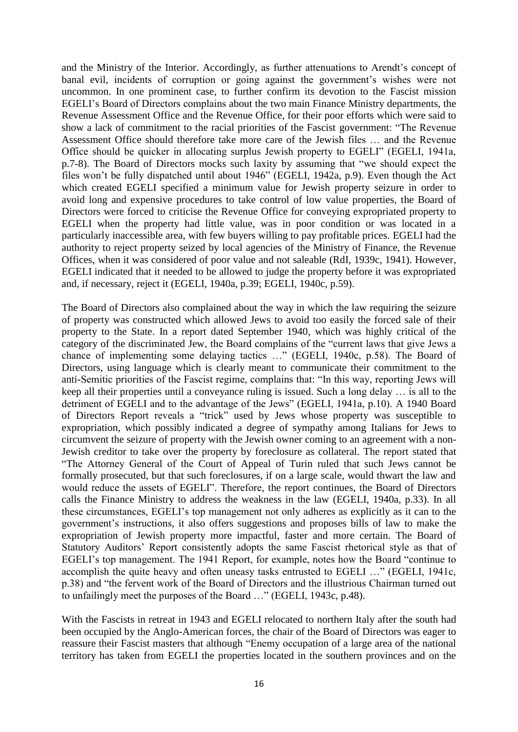and the Ministry of the Interior. Accordingly, as further attenuations to Arendt's concept of banal evil, incidents of corruption or going against the government's wishes were not uncommon. In one prominent case, to further confirm its devotion to the Fascist mission EGELI's Board of Directors complains about the two main Finance Ministry departments, the Revenue Assessment Office and the Revenue Office, for their poor efforts which were said to show a lack of commitment to the racial priorities of the Fascist government: "The Revenue Assessment Office should therefore take more care of the Jewish files … and the Revenue Office should be quicker in allocating surplus Jewish property to EGELI" (EGELI, 1941a, p.7-8). The Board of Directors mocks such laxity by assuming that "we should expect the files won't be fully dispatched until about 1946" (EGELI, 1942a, p.9). Even though the Act which created EGELI specified a minimum value for Jewish property seizure in order to avoid long and expensive procedures to take control of low value properties, the Board of Directors were forced to criticise the Revenue Office for conveying expropriated property to EGELI when the property had little value, was in poor condition or was located in a particularly inaccessible area, with few buyers willing to pay profitable prices. EGELI had the authority to reject property seized by local agencies of the Ministry of Finance, the Revenue Offices, when it was considered of poor value and not saleable (RdI, 1939c, 1941). However, EGELI indicated that it needed to be allowed to judge the property before it was expropriated and, if necessary, reject it (EGELI, 1940a, p.39; EGELI, 1940c, p.59).

The Board of Directors also complained about the way in which the law requiring the seizure of property was constructed which allowed Jews to avoid too easily the forced sale of their property to the State. In a report dated September 1940, which was highly critical of the category of the discriminated Jew, the Board complains of the "current laws that give Jews a chance of implementing some delaying tactics …" (EGELI, 1940c, p.58). The Board of Directors, using language which is clearly meant to communicate their commitment to the anti-Semitic priorities of the Fascist regime, complains that: "In this way, reporting Jews will keep all their properties until a conveyance ruling is issued. Such a long delay … is all to the detriment of EGELI and to the advantage of the Jews" (EGELI, 1941a, p.10). A 1940 Board of Directors Report reveals a "trick" used by Jews whose property was susceptible to expropriation, which possibly indicated a degree of sympathy among Italians for Jews to circumvent the seizure of property with the Jewish owner coming to an agreement with a non-Jewish creditor to take over the property by foreclosure as collateral. The report stated that "The Attorney General of the Court of Appeal of Turin ruled that such Jews cannot be formally prosecuted, but that such foreclosures, if on a large scale, would thwart the law and would reduce the assets of EGELI". Therefore, the report continues, the Board of Directors calls the Finance Ministry to address the weakness in the law (EGELI, 1940a, p.33). In all these circumstances, EGELI's top management not only adheres as explicitly as it can to the government's instructions, it also offers suggestions and proposes bills of law to make the expropriation of Jewish property more impactful, faster and more certain. The Board of Statutory Auditors' Report consistently adopts the same Fascist rhetorical style as that of EGELI's top management. The 1941 Report, for example, notes how the Board "continue to accomplish the quite heavy and often uneasy tasks entrusted to EGELI …" (EGELI, 1941c, p.38) and "the fervent work of the Board of Directors and the illustrious Chairman turned out to unfailingly meet the purposes of the Board …" (EGELI, 1943c, p.48).

With the Fascists in retreat in 1943 and EGELI relocated to northern Italy after the south had been occupied by the Anglo-American forces, the chair of the Board of Directors was eager to reassure their Fascist masters that although "Enemy occupation of a large area of the national territory has taken from EGELI the properties located in the southern provinces and on the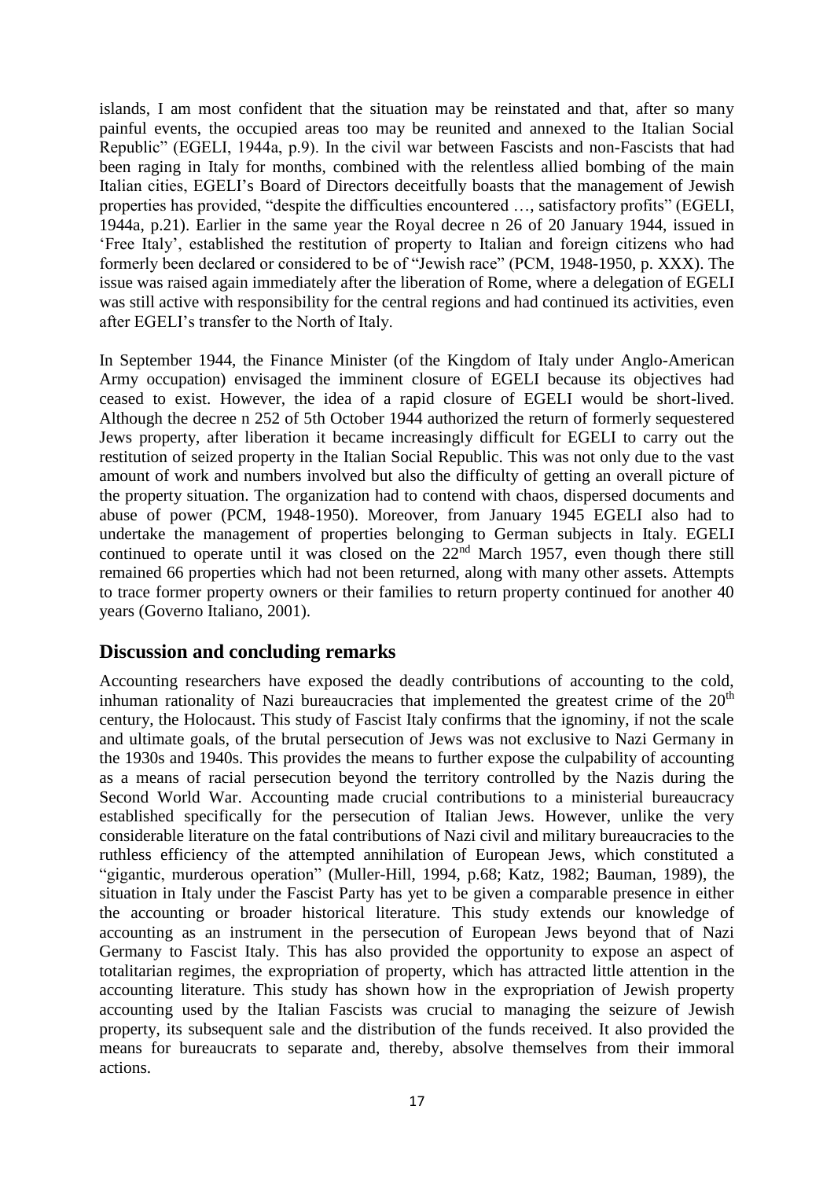islands, I am most confident that the situation may be reinstated and that, after so many painful events, the occupied areas too may be reunited and annexed to the Italian Social Republic" (EGELI, 1944a, p.9). In the civil war between Fascists and non-Fascists that had been raging in Italy for months, combined with the relentless allied bombing of the main Italian cities, EGELI's Board of Directors deceitfully boasts that the management of Jewish properties has provided, "despite the difficulties encountered …, satisfactory profits" (EGELI, 1944a, p.21). Earlier in the same year the Royal decree n 26 of 20 January 1944, issued in 'Free Italy', established the restitution of property to Italian and foreign citizens who had formerly been declared or considered to be of "Jewish race" (PCM, 1948-1950, p. XXX). The issue was raised again immediately after the liberation of Rome, where a delegation of EGELI was still active with responsibility for the central regions and had continued its activities, even after EGELI's transfer to the North of Italy.

In September 1944, the Finance Minister (of the Kingdom of Italy under Anglo-American Army occupation) envisaged the imminent closure of EGELI because its objectives had ceased to exist. However, the idea of a rapid closure of EGELI would be short-lived. Although the decree n 252 of 5th October 1944 authorized the return of formerly sequestered Jews property, after liberation it became increasingly difficult for EGELI to carry out the restitution of seized property in the Italian Social Republic. This was not only due to the vast amount of work and numbers involved but also the difficulty of getting an overall picture of the property situation. The organization had to contend with chaos, dispersed documents and abuse of power (PCM, 1948-1950). Moreover, from January 1945 EGELI also had to undertake the management of properties belonging to German subjects in Italy. EGELI continued to operate until it was closed on the 22nd March 1957, even though there still remained 66 properties which had not been returned, along with many other assets. Attempts to trace former property owners or their families to return property continued for another 40 years (Governo Italiano, 2001).

## Discussion and concluding remarks

Accounting researchers have exposed the deadly contributions of accounting to the cold, inhuman rationality of Nazi bureaucracies that implemented the greatest crime of the 20th century, the Holocaust. This study of Fascist Italy confirms that the ignominy, if not the scale and ultimate goals, of the brutal persecution of Jews was not exclusive to Nazi Germany in the 1930s and 1940s. This provides the means to further expose the culpability of accounting as a means of racial persecution beyond the territory controlled by the Nazis during the Second World War. Accounting made crucial contributions to a ministerial bureaucracy established specifically for the persecution of Italian Jews. However, unlike the very considerable literature on the fatal contributions of Nazi civil and military bureaucracies to the ruthless efficiency of the attempted annihilation of European Jews, which constituted a "gigantic, murderous operation" (Muller-Hill, 1994, p.68; Katz, 1982; Bauman, 1989), the situation in Italy under the Fascist Party has yet to be given a comparable presence in either the accounting or broader historical literature. This study extends our knowledge of accounting as an instrument in the persecution of European Jews beyond that of Nazi Germany to Fascist Italy. This has also provided the opportunity to expose an aspect of totalitarian regimes, the expropriation of property, which has attracted little attention in the accounting literature. This study has shown how in the expropriation of Jewish property accounting used by the Italian Fascists was crucial to managing the seizure of Jewish property, its subsequent sale and the distribution of the funds received. It also provided the means for bureaucrats to separate and, thereby, absolve themselves from their immoral actions.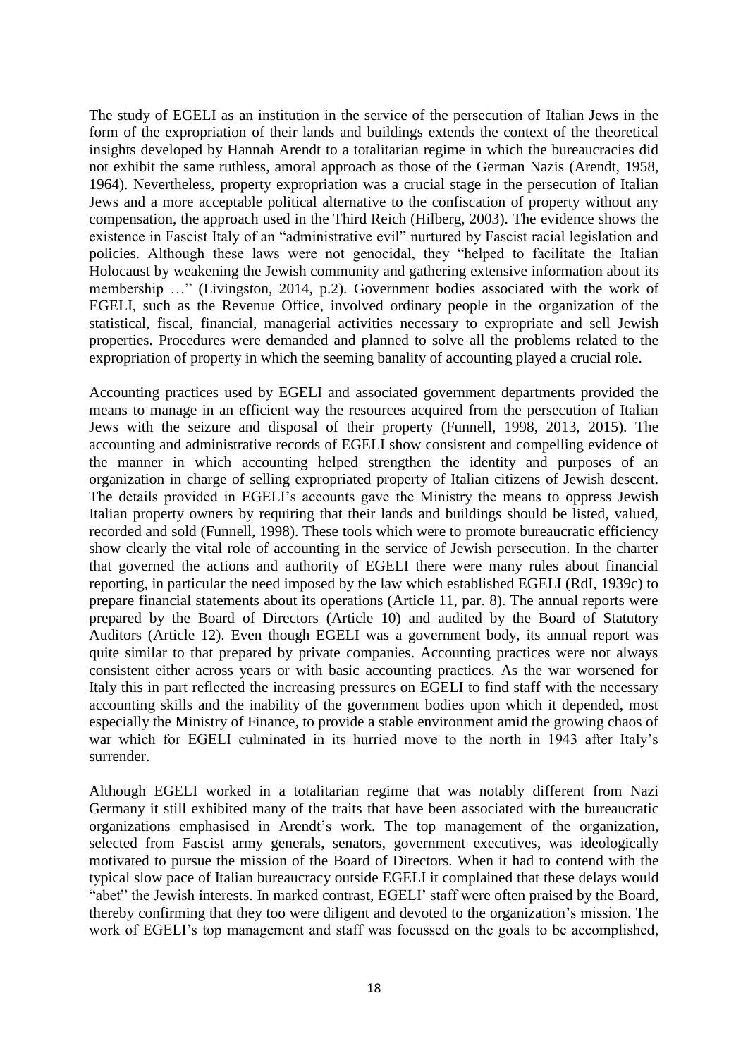The study of EGELI as an institution in the service of the persecution of Italian Jews in the form of the expropriation of their lands and buildings extends the context of the theoretical insights developed by Hannah Arendt to a totalitarian regime in which the bureaucracies did not exhibit the same ruthless, amoral approach as those of the German Nazis (Arendt, 1958, 1964). Nevertheless, property expropriation was a crucial stage in the persecution of Italian Jews and a more acceptable political alternative to the confiscation of property without any compensation, the approach used in the Third Reich (Hilberg, 2003). The evidence shows the existence in Fascist Italy of an "administrative evil" nurtured by Fascist racial legislation and policies. Although these laws were not genocidal, they "helped to facilitate the Italian Holocaust by weakening the Jewish community and gathering extensive information about its membership …" (Livingston, 2014, p.2). Government bodies associated with the work of EGELI, such as the Revenue Office, involved ordinary people in the organization of the statistical, fiscal, financial, managerial activities necessary to expropriate and sell Jewish properties. Procedures were demanded and planned to solve all the problems related to the expropriation of property in which the seeming banality of accounting played a crucial role.

Accounting practices used by EGELI and associated government departments provided the means to manage in an efficient way the resources acquired from the persecution of Italian Jews with the seizure and disposal of their property (Funnell, 1998, 2013, 2015). The accounting and administrative records of EGELI show consistent and compelling evidence of the manner in which accounting helped strengthen the identity and purposes of an organization in charge of selling expropriated property of Italian citizens of Jewish descent. The details provided in EGELI's accounts gave the Ministry the means to oppress Jewish Italian property owners by requiring that their lands and buildings should be listed, valued, recorded and sold (Funnell, 1998). These tools which were to promote bureaucratic efficiency show clearly the vital role of accounting in the service of Jewish persecution. In the charter that governed the actions and authority of EGELI there were many rules about financial reporting, in particular the need imposed by the law which established EGELI (RdI, 1939c) to prepare financial statements about its operations (Article 11, par. 8). The annual reports were prepared by the Board of Directors (Article 10) and audited by the Board of Statutory Auditors (Article 12). Even though EGELI was a government body, its annual report was quite similar to that prepared by private companies. Accounting practices were not always consistent either across years or with basic accounting practices. As the war worsened for Italy this in part reflected the increasing pressures on EGELI to find staff with the necessary accounting skills and the inability of the government bodies upon which it depended, most especially the Ministry of Finance, to provide a stable environment amid the growing chaos of war which for EGELI culminated in its hurried move to the north in 1943 after Italy's surrender.

Although EGELI worked in a totalitarian regime that was notably different from Nazi Germany it still exhibited many of the traits that have been associated with the bureaucratic organizations emphasised in Arendt's work. The top management of the organization, selected from Fascist army generals, senators, government executives, was ideologically motivated to pursue the mission of the Board of Directors. When it had to contend with the typical slow pace of Italian bureaucracy outside EGELI it complained that these delays would "abet" the Jewish interests. In marked contrast, EGELI' staff were often praised by the Board, thereby confirming that they too were diligent and devoted to the organization's mission. The work of EGELI's top management and staff was focussed on the goals to be accomplished,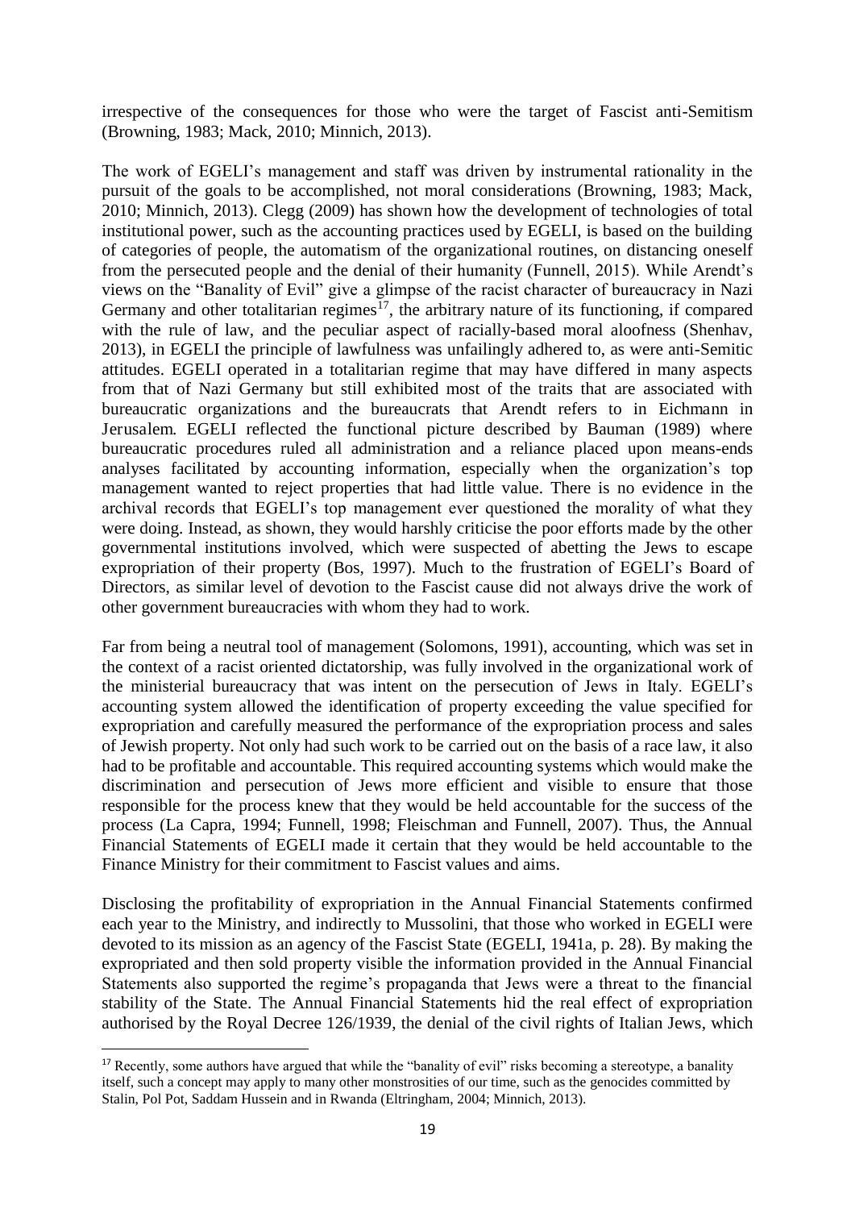irrespective of the consequences for those who were the target of Fascist anti-Semitism (Browning, 1983; Mack, 2010; Minnich, 2013).

The work of EGELI's management and staff was driven by instrumental rationality in the pursuit of the goals to be accomplished, not moral considerations (Browning, 1983; Mack, 2010; Minnich, 2013). Clegg (2009) has shown how the development of technologies of total institutional power, such as the accounting practices used by EGELI, is based on the building of categories of people, the automatism of the organizational routines, on distancing oneself from the persecuted people and the denial of their humanity (Funnell, 2015). While Arendt's views on the "Banality of Evil" give a glimpse of the racist character of bureaucracy in Nazi Germany and other totalitarian regimes[17], the arbitrary nature of its functioning, if compared with the rule of law, and the peculiar aspect of racially-based moral aloofness (Shenhav, 2013), in EGELI the principle of lawfulness was unfailingly adhered to, as were anti-Semitic attitudes. EGELI operated in a totalitarian regime that may have differed in many aspects from that of Nazi Germany but still exhibited most of the traits that are associated with bureaucratic organizations and the bureaucrats that Arendt refers to in *Eichmann in Jerusalem*. EGELI reflected the functional picture described by Bauman (1989) where bureaucratic procedures ruled all administration and a reliance placed upon means-ends analyses facilitated by accounting information, especially when the organization's top management wanted to reject properties that had little value. There is no evidence in the archival records that EGELI's top management ever questioned the morality of what they were doing. Instead, as shown, they would harshly criticise the poor efforts made by the other governmental institutions involved, which were suspected of abetting the Jews to escape expropriation of their property (Bos, 1997). Much to the frustration of EGELI's Board of Directors, as similar level of devotion to the Fascist cause did not always drive the work of other government bureaucracies with whom they had to work.

Far from being a neutral tool of management (Solomons, 1991), accounting, which was set in the context of a racist oriented dictatorship, was fully involved in the organizational work of the ministerial bureaucracy that was intent on the persecution of Jews in Italy. EGELI's accounting system allowed the identification of property exceeding the value specified for expropriation and carefully measured the performance of the expropriation process and sales of Jewish property. Not only had such work to be carried out on the basis of a race law, it also had to be profitable and accountable. This required accounting systems which would make the discrimination and persecution of Jews more efficient and visible to ensure that those responsible for the process knew that they would be held accountable for the success of the process (La Capra, 1994; Funnell, 1998; Fleischman and Funnell, 2007). Thus, the Annual Financial Statements of EGELI made it certain that they would be held accountable to the Finance Ministry for their commitment to Fascist values and aims.

Disclosing the profitability of expropriation in the Annual Financial Statements confirmed each year to the Ministry, and indirectly to Mussolini, that those who worked in EGELI were devoted to its mission as an agency of the Fascist State (EGELI, 1941a, p. 28). By making the expropriated and then sold property visible the information provided in the Annual Financial Statements also supported the regime's propaganda that Jews were a threat to the financial stability of the State. The Annual Financial Statements hid the real effect of expropriation authorised by the Royal Decree 126/1939, the denial of the civil rights of Italian Jews, which

[17] Recently, some authors have argued that while the "banality of evil" risks becoming a stereotype, a banality itself, such a concept may apply to many other monstrosities of our time, such as the genocides committed by Stalin, Pol Pot, Saddam Hussein and in Rwanda (Eltringham, 2004; Minnich, 2013).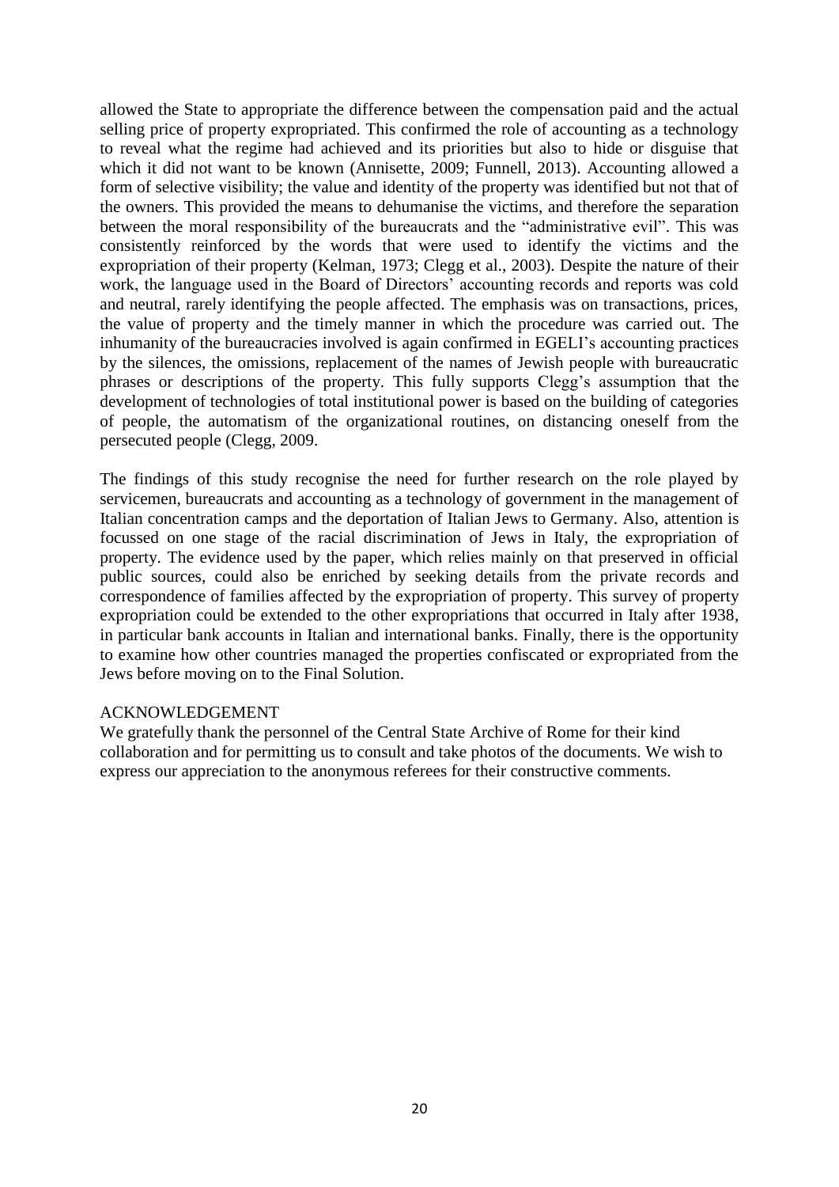allowed the State to appropriate the difference between the compensation paid and the actual selling price of property expropriated. This confirmed the role of accounting as a technology to reveal what the regime had achieved and its priorities but also to hide or disguise that which it did not want to be known (Annisette, 2009; Funnell, 2013). Accounting allowed a form of selective visibility; the value and identity of the property was identified but not that of the owners. This provided the means to dehumanise the victims, and therefore the separation between the moral responsibility of the bureaucrats and the "administrative evil". This was consistently reinforced by the words that were used to identify the victims and the expropriation of their property (Kelman, 1973; Clegg et al., 2003). Despite the nature of their work, the language used in the Board of Directors' accounting records and reports was cold and neutral, rarely identifying the people affected. The emphasis was on transactions, prices, the value of property and the timely manner in which the procedure was carried out. The inhumanity of the bureaucracies involved is again confirmed in EGELI's accounting practices by the silences, the omissions, replacement of the names of Jewish people with bureaucratic phrases or descriptions of the property. This fully supports Clegg's assumption that the development of technologies of total institutional power is based on the building of categories of people, the automatism of the organizational routines, on distancing oneself from the persecuted people (Clegg, 2009.

The findings of this study recognise the need for further research on the role played by servicemen, bureaucrats and accounting as a technology of government in the management of Italian concentration camps and the deportation of Italian Jews to Germany. Also, attention is focussed on one stage of the racial discrimination of Jews in Italy, the expropriation of property. The evidence used by the paper, which relies mainly on that preserved in official public sources, could also be enriched by seeking details from the private records and correspondence of families affected by the expropriation of property. This survey of property expropriation could be extended to the other expropriations that occurred in Italy after 1938, in particular bank accounts in Italian and international banks. Finally, there is the opportunity to examine how other countries managed the properties confiscated or expropriated from the Jews before moving on to the Final Solution.

ACKNOWLEDGEMENT

We gratefully thank the personnel of the Central State Archive of Rome for their kind collaboration and for permitting us to consult and take photos of the documents. We wish to express our appreciation to the anonymous referees for their constructive comments.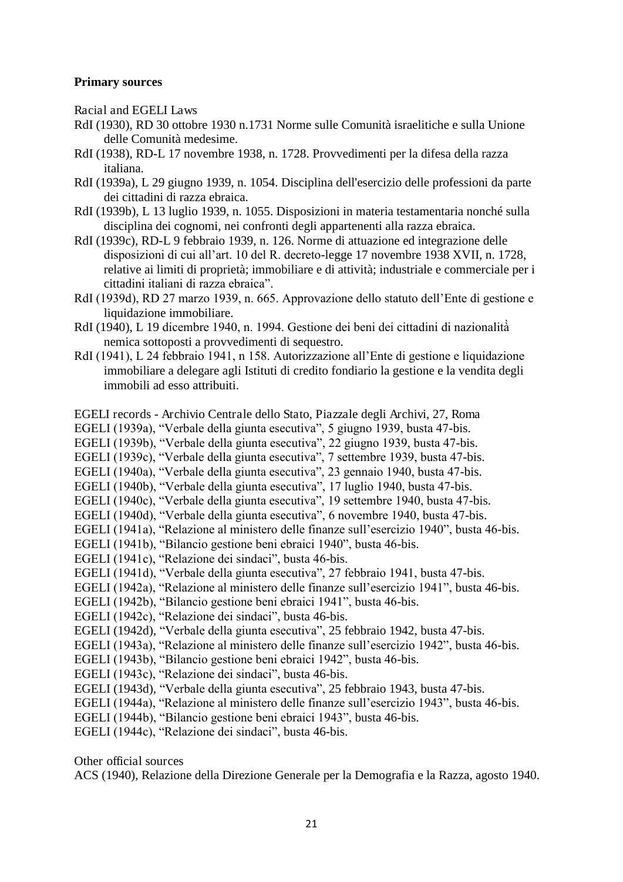**Primary sources**

Racial and EGELI Laws

RdI (1930), RD 30 ottobre 1930 n.1731 Norme sulle Comunità israelitiche e sulla Unione delle Comunità medesime.

RdI (1938), RD-L 17 novembre 1938, n. 1728. Provvedimenti per la difesa della razza italiana.

RdI (1939a), L 29 giugno 1939, n. 1054. Disciplina dell'esercizio delle professioni da parte dei cittadini di razza ebraica.

RdI (1939b), L 13 luglio 1939, n. 1055. Disposizioni in materia testamentaria nonché sulla disciplina dei cognomi, nei confronti degli appartenenti alla razza ebraica.

RdI (1939c), RD-L 9 febbraio 1939, n. 126. Norme di attuazione ed integrazione delle disposizioni di cui all'art. 10 del R. decreto-legge 17 novembre 1938 XVII, n. 1728, relative ai limiti di proprietà; immobiliare e di attività; industriale e commerciale per i cittadini italiani di razza ebraica".

RdI (1939d), RD 27 marzo 1939, n. 665. Approvazione dello statuto dell'Ente di gestione e liquidazione immobiliare.

RdI (1940), L 19 dicembre 1940, n. 1994. Gestione dei beni dei cittadini di nazionalità nemica sottoposti a provvedimenti di sequestro.

RdI (1941), L 24 febbraio 1941, n 158. Autorizzazione all'Ente di gestione e liquidazione immobiliare a delegare agli Istituti di credito fondiario la gestione e la vendita degli immobili ad esso attribuiti.

EGELI records - Archivio Centrale dello Stato, Piazzale degli Archivi, 27, Roma

EGELI (1939a), "Verbale della giunta esecutiva", 5 giugno 1939, busta 47-bis.

EGELI (1939b), "Verbale della giunta esecutiva", 22 giugno 1939, busta 47-bis.

EGELI (1939c), "Verbale della giunta esecutiva", 7 settembre 1939, busta 47-bis.

EGELI (1940a), "Verbale della giunta esecutiva", 23 gennaio 1940, busta 47-bis.

EGELI (1940b), "Verbale della giunta esecutiva", 17 luglio 1940, busta 47-bis.

EGELI (1940c), "Verbale della giunta esecutiva", 19 settembre 1940, busta 47-bis.

EGELI (1940d), "Verbale della giunta esecutiva", 6 novembre 1940, busta 47-bis.

EGELI (1941a), "Relazione al ministero delle finanze sull'esercizio 1940", busta 46-bis.

EGELI (1941b), "Bilancio gestione beni ebraici 1940", busta 46-bis.

EGELI (1941c), "Relazione dei sindaci", busta 46-bis.

EGELI (1941d), "Verbale della giunta esecutiva", 27 febbraio 1941, busta 47-bis.

EGELI (1942a), "Relazione al ministero delle finanze sull'esercizio 1941", busta 46-bis.

EGELI (1942b), "Bilancio gestione beni ebraici 1941", busta 46-bis.

EGELI (1942c), "Relazione dei sindaci", busta 46-bis.

EGELI (1942d), "Verbale della giunta esecutiva", 25 febbraio 1942, busta 47-bis.

EGELI (1943a), "Relazione al ministero delle finanze sull'esercizio 1942", busta 46-bis.

EGELI (1943b), "Bilancio gestione beni ebraici 1942", busta 46-bis.

EGELI (1943c), "Relazione dei sindaci", busta 46-bis.

EGELI (1943d), "Verbale della giunta esecutiva", 25 febbraio 1943, busta 47-bis.

EGELI (1944a), "Relazione al ministero delle finanze sull'esercizio 1943", busta 46-bis.

EGELI (1944b), "Bilancio gestione beni ebraici 1943", busta 46-bis.

EGELI (1944c), "Relazione dei sindaci", busta 46-bis.

Other official sources

ACS (1940), Relazione della Direzione Generale per la Demografia e la Razza, agosto 1940.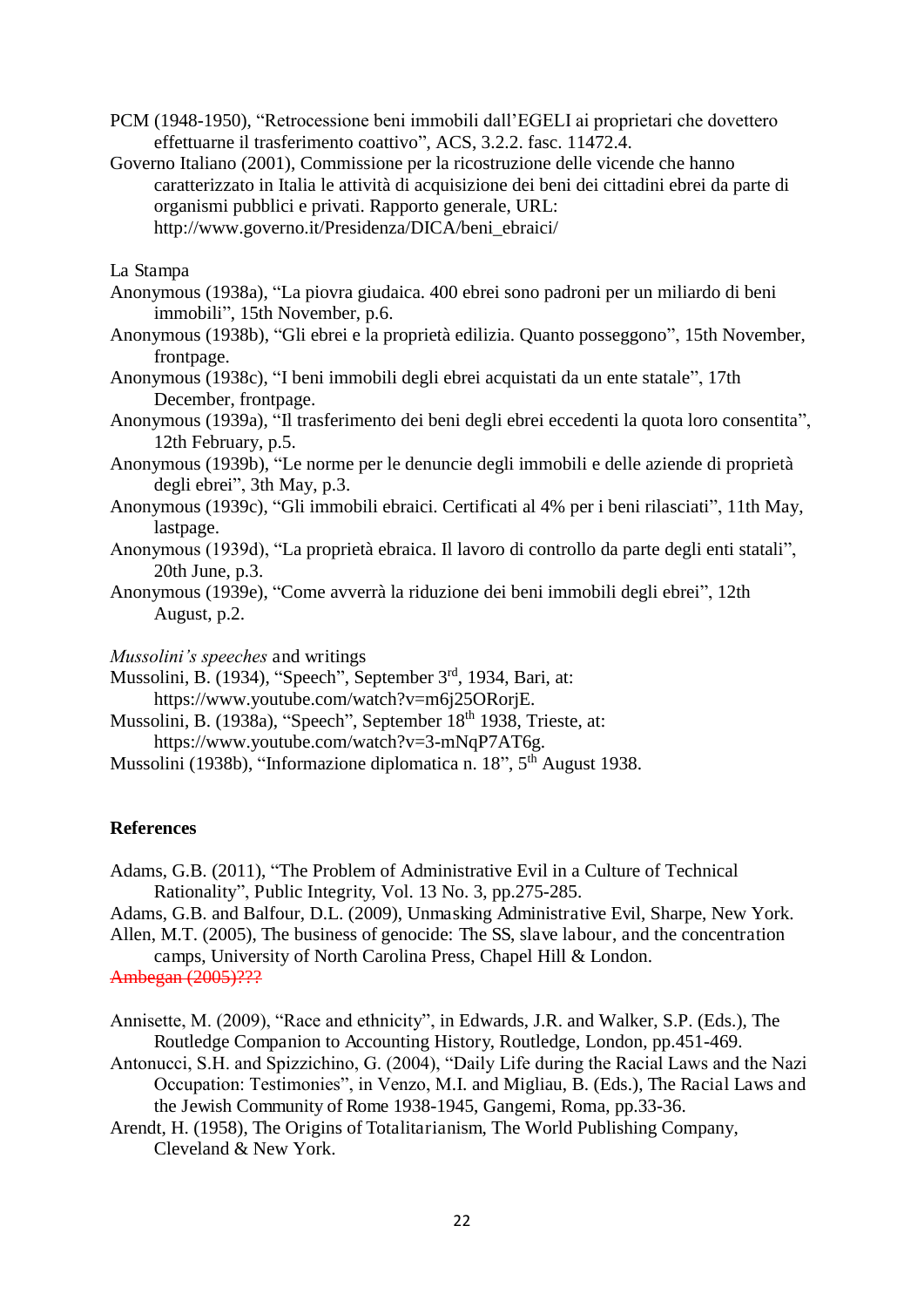PCM (1948-1950), "Retrocessione beni immobili dall'EGELI ai proprietari che dovettero effettuarne il trasferimento coattivo", ACS, 3.2.2. fasc. 11472.4.

Governo Italiano (2001), Commissione per la ricostruzione delle vicende che hanno caratterizzato in Italia le attività di acquisizione dei beni dei cittadini ebrei da parte di organismi pubblici e privati. Rapporto generale, URL: http://www.governo.it/Presidenza/DICA/beni_ebraici/

La Stampa

Anonymous (1938a), "La piovra giudaica. 400 ebrei sono padroni per un miliardo di beni immobili", 15th November, p.6.

Anonymous (1938b), "Gli ebrei e la proprietà edilizia. Quanto posseggono", 15th November, frontpage.

Anonymous (1938c), "I beni immobili degli ebrei acquistati da un ente statale", 17th December, frontpage.

Anonymous (1939a), "Il trasferimento dei beni degli ebrei eccedenti la quota loro consentita", 12th February, p.5.

Anonymous (1939b), "Le norme per le denuncie degli immobili e delle aziende di proprietà degli ebrei", 3th May, p.3.

Anonymous (1939c), "Gli immobili ebraici. Certificati al 4% per i beni rilasciati", 11th May, lastpage.

Anonymous (1939d), "La proprietà ebraica. Il lavoro di controllo da parte degli enti statali", 20th June, p.3.

Anonymous (1939e), "Come avverrà la riduzione dei beni immobili degli ebrei", 12th August, p.2.

*Mussolini's speeches* and writings

Mussolini, B. (1934), "Speech", September 3rd, 1934, Bari, at: https://www.youtube.com/watch?v=m6j25ORorjE.

Mussolini, B. (1938a), "Speech", September 18th 1938, Trieste, at: https://www.youtube.com/watch?v=3-mNqP7AT6g.

Mussolini (1938b), "Informazione diplomatica n. 18", 5th August 1938.

**References**

Adams, G.B. (2011), "The Problem of Administrative Evil in a Culture of Technical Rationality", Public Integrity, Vol. 13 No. 3, pp.275-285.

Adams, G.B. and Balfour, D.L. (2009), Unmasking Administrative Evil, Sharpe, New York.

Allen, M.T. (2005), The business of genocide: The SS, slave labour, and the concentration camps, University of North Carolina Press, Chapel Hill & London.

~~Ambegan (2005)???~~

Annisette, M. (2009), "Race and ethnicity", in Edwards, J.R. and Walker, S.P. (Eds.), The Routledge Companion to Accounting History, Routledge, London, pp.451-469.

Antonucci, S.H. and Spizzichino, G. (2004), "Daily Life during the Racial Laws and the Nazi Occupation: Testimonies", in Venzo, M.I. and Migliau, B. (Eds.), The Racial Laws and the Jewish Community of Rome 1938-1945, Gangemi, Roma, pp.33-36.

Arendt, H. (1958), The Origins of Totalitarianism, The World Publishing Company, Cleveland & New York.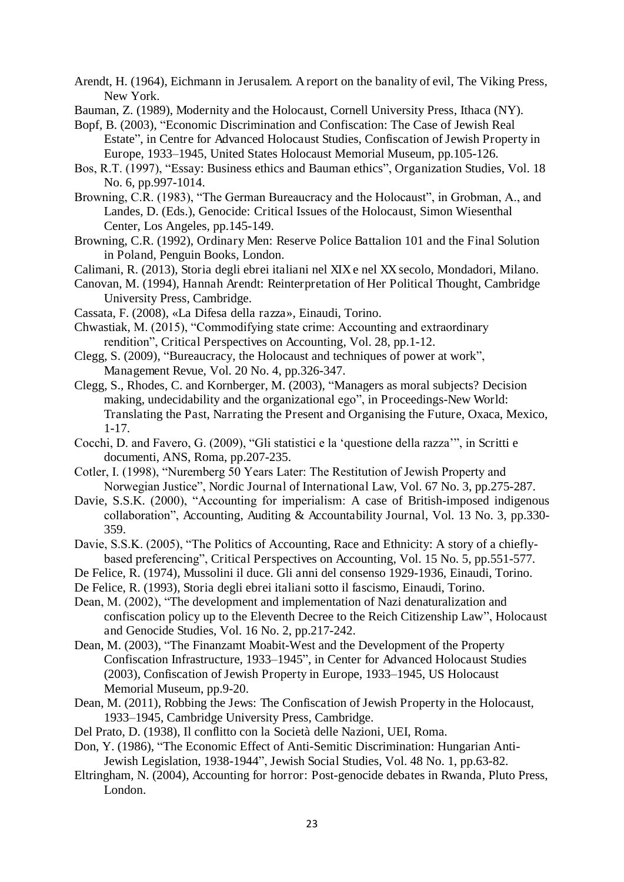Arendt, H. (1964), Eichmann in Jerusalem. A report on the banality of evil, The Viking Press, New York.

Bauman, Z. (1989), Modernity and the Holocaust, Cornell University Press, Ithaca (NY).

Bopf, B. (2003), "Economic Discrimination and Confiscation: The Case of Jewish Real Estate", in Centre for Advanced Holocaust Studies, Confiscation of Jewish Property in Europe, 1933–1945, United States Holocaust Memorial Museum, pp.105-126.

Bos, R.T. (1997), "Essay: Business ethics and Bauman ethics", Organization Studies, Vol. 18 No. 6, pp.997-1014.

Browning, C.R. (1983), "The German Bureaucracy and the Holocaust", in Grobman, A., and Landes, D. (Eds.), Genocide: Critical Issues of the Holocaust, Simon Wiesenthal Center, Los Angeles, pp.145-149.

Browning, C.R. (1992), Ordinary Men: Reserve Police Battalion 101 and the Final Solution in Poland, Penguin Books, London.

Calimani, R. (2013), Storia degli ebrei italiani nel XIX e nel XX secolo, Mondadori, Milano.

Canovan, M. (1994), Hannah Arendt: Reinterpretation of Her Political Thought, Cambridge University Press, Cambridge.

Cassata, F. (2008), «La Difesa della razza», Einaudi, Torino.

Chwastiak, M. (2015), "Commodifying state crime: Accounting and extraordinary rendition", Critical Perspectives on Accounting, Vol. 28, pp.1-12.

Clegg, S. (2009), "Bureaucracy, the Holocaust and techniques of power at work", Management Revue, Vol. 20 No. 4, pp.326-347.

Clegg, S., Rhodes, C. and Kornberger, M. (2003), "Managers as moral subjects? Decision making, undecidability and the organizational ego", in Proceedings-New World: Translating the Past, Narrating the Present and Organising the Future, Oxaca, Mexico, 1-17.

Cocchi, D. and Favero, G. (2009), "Gli statistici e la 'questione della razza'", in Scritti e documenti, ANS, Roma, pp.207-235.

Cotler, I. (1998), "Nuremberg 50 Years Later: The Restitution of Jewish Property and Norwegian Justice", Nordic Journal of International Law, Vol. 67 No. 3, pp.275-287.

Davie, S.S.K. (2000), "Accounting for imperialism: A case of British-imposed indigenous collaboration", Accounting, Auditing & Accountability Journal, Vol. 13 No. 3, pp.330-359.

Davie, S.S.K. (2005), "The Politics of Accounting, Race and Ethnicity: A story of a chiefly-based preferencing", Critical Perspectives on Accounting, Vol. 15 No. 5, pp.551-577.

De Felice, R. (1974), Mussolini il duce. Gli anni del consenso 1929-1936, Einaudi, Torino.

De Felice, R. (1993), Storia degli ebrei italiani sotto il fascismo, Einaudi, Torino.

Dean, M. (2002), "The development and implementation of Nazi denaturalization and confiscation policy up to the Eleventh Decree to the Reich Citizenship Law", Holocaust and Genocide Studies, Vol. 16 No. 2, pp.217-242.

Dean, M. (2003), "The Finanzamt Moabit-West and the Development of the Property Confiscation Infrastructure, 1933–1945", in Center for Advanced Holocaust Studies (2003), Confiscation of Jewish Property in Europe, 1933–1945, US Holocaust Memorial Museum, pp.9-20.

Dean, M. (2011), Robbing the Jews: The Confiscation of Jewish Property in the Holocaust, 1933–1945, Cambridge University Press, Cambridge.

Del Prato, D. (1938), Il conflitto con la Società delle Nazioni, UEI, Roma.

Don, Y. (1986), "The Economic Effect of Anti-Semitic Discrimination: Hungarian Anti-Jewish Legislation, 1938-1944", Jewish Social Studies, Vol. 48 No. 1, pp.63-82.

Eltringham, N. (2004), Accounting for horror: Post-genocide debates in Rwanda, Pluto Press, London.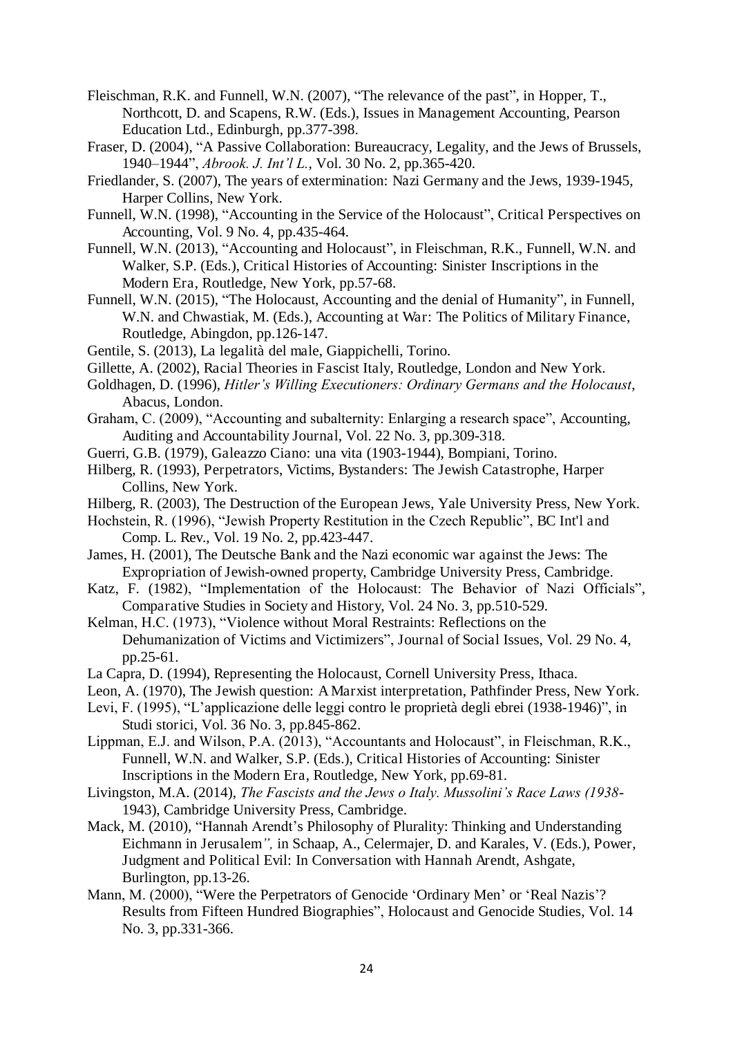Fleischman, R.K. and Funnell, W.N. (2007), “The relevance of the past”, in Hopper, T., Northcott, D. and Scapens, R.W. (Eds.), Issues in Management Accounting, Pearson Education Ltd., Edinburgh, pp.377-398.

Fraser, D. (2004), “A Passive Collaboration: Bureaucracy, Legality, and the Jews of Brussels, 1940–1944”, *Abrook. J. Int’l L.*, Vol. 30 No. 2, pp.365-420.

Friedlander, S. (2007), The years of extermination: Nazi Germany and the Jews, 1939-1945, Harper Collins, New York.

Funnell, W.N. (1998), “Accounting in the Service of the Holocaust”, Critical Perspectives on Accounting, Vol. 9 No. 4, pp.435-464.

Funnell, W.N. (2013), “Accounting and Holocaust”, in Fleischman, R.K., Funnell, W.N. and Walker, S.P. (Eds.), Critical Histories of Accounting: Sinister Inscriptions in the Modern Era, Routledge, New York, pp.57-68.

Funnell, W.N. (2015), “The Holocaust, Accounting and the denial of Humanity”, in Funnell, W.N. and Chwastiak, M. (Eds.), Accounting at War: The Politics of Military Finance, Routledge, Abingdon, pp.126-147.

Gentile, S. (2013), La legalità del male, Giappichelli, Torino.

Gillette, A. (2002), Racial Theories in Fascist Italy, Routledge, London and New York.

Goldhagen, D. (1996), *Hitler’s Willing Executioners: Ordinary Germans and the Holocaust*, Abacus, London.

Graham, C. (2009), “Accounting and subalternity: Enlarging a research space”, Accounting, Auditing and Accountability Journal, Vol. 22 No. 3, pp.309-318.

Guerri, G.B. (1979), Galeazzo Ciano: una vita (1903-1944), Bompiani, Torino.

Hilberg, R. (1993), Perpetrators, Victims, Bystanders: The Jewish Catastrophe, Harper Collins, New York.

Hilberg, R. (2003), The Destruction of the European Jews, Yale University Press, New York.

Hochstein, R. (1996), “Jewish Property Restitution in the Czech Republic”, BC Int'l and Comp. L. Rev., Vol. 19 No. 2, pp.423-447.

James, H. (2001), The Deutsche Bank and the Nazi economic war against the Jews: The Expropriation of Jewish-owned property, Cambridge University Press, Cambridge.

Katz, F. (1982), “Implementation of the Holocaust: The Behavior of Nazi Officials”, Comparative Studies in Society and History, Vol. 24 No. 3, pp.510-529.

Kelman, H.C. (1973), “Violence without Moral Restraints: Reflections on the Dehumanization of Victims and Victimizers”, Journal of Social Issues, Vol. 29 No. 4, pp.25-61.

La Capra, D. (1994), Representing the Holocaust, Cornell University Press, Ithaca.

Leon, A. (1970), The Jewish question: A Marxist interpretation, Pathfinder Press, New York.

Levi, F. (1995), “L’applicazione delle leggi contro le proprietà degli ebrei (1938-1946)”, in Studi storici, Vol. 36 No. 3, pp.845-862.

Lippman, E.J. and Wilson, P.A. (2013), “Accountants and Holocaust”, in Fleischman, R.K., Funnell, W.N. and Walker, S.P. (Eds.), Critical Histories of Accounting: Sinister Inscriptions in the Modern Era, Routledge, New York, pp.69-81.

Livingston, M.A. (2014), *The Fascists and the Jews o Italy. Mussolini’s Race Laws (1938-*1943), Cambridge University Press, Cambridge.

Mack, M. (2010), “Hannah Arendt’s Philosophy of Plurality: Thinking and Understanding Eichmann in Jerusalem*”,* in Schaap, A., Celermajer, D. and Karales, V. (Eds.), Power, Judgment and Political Evil: In Conversation with Hannah Arendt, Ashgate, Burlington, pp.13-26.

Mann, M. (2000), “Were the Perpetrators of Genocide ‘Ordinary Men’ or ‘Real Nazis’? Results from Fifteen Hundred Biographies”, Holocaust and Genocide Studies, Vol. 14 No. 3, pp.331-366.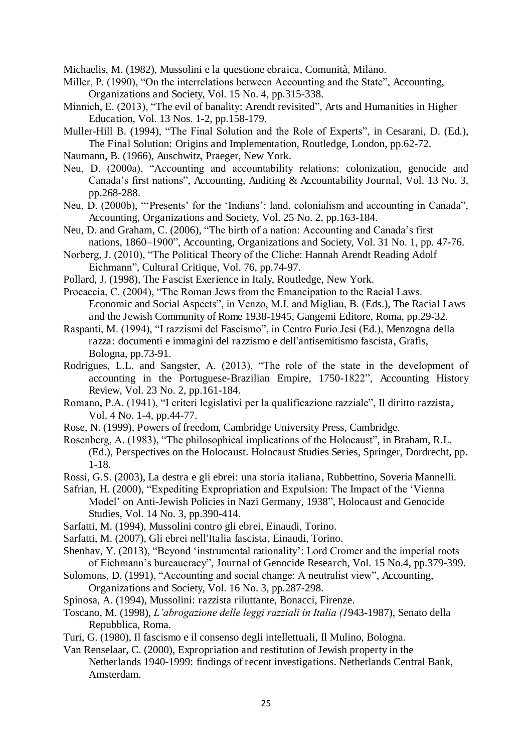Michaelis, M. (1982), Mussolini e la questione ebraica, Comunità, Milano.

Miller, P. (1990), "On the interrelations between Accounting and the State", Accounting, Organizations and Society, Vol. 15 No. 4, pp.315-338.

Minnich, E. (2013), "The evil of banality: Arendt revisited", Arts and Humanities in Higher Education, Vol. 13 Nos. 1-2, pp.158-179.

Muller-Hill B. (1994), "The Final Solution and the Role of Experts", in Cesarani, D. (Ed.), The Final Solution: Origins and Implementation, Routledge, London, pp.62-72.

Naumann, B. (1966), Auschwitz, Praeger, New York.

Neu, D. (2000a), "Accounting and accountability relations: colonization, genocide and Canada's first nations", Accounting, Auditing & Accountability Journal, Vol. 13 No. 3, pp.268-288.

Neu, D. (2000b), "'Presents' for the 'Indians': land, colonialism and accounting in Canada", Accounting, Organizations and Society, Vol. 25 No. 2, pp.163-184.

Neu, D. and Graham, C. (2006), "The birth of a nation: Accounting and Canada's first nations, 1860–1900", Accounting, Organizations and Society, Vol. 31 No. 1, pp. 47-76.

Norberg, J. (2010), "The Political Theory of the Cliche: Hannah Arendt Reading Adolf Eichmann", Cultural Critique, Vol. 76, pp.74-97.

Pollard, J. (1998), The Fascist Exerience in Italy, Routledge, New York.

Procaccia, C. (2004), "The Roman Jews from the Emancipation to the Racial Laws. Economic and Social Aspects", in Venzo, M.I. and Migliau, B. (Eds.), The Racial Laws and the Jewish Community of Rome 1938-1945, Gangemi Editore, Roma, pp.29-32.

Raspanti, M. (1994), "I razzismi del Fascismo", in Centro Furio Jesi (Ed.), Menzogna della razza: documenti e immagini del razzismo e dell'antisemitismo fascista, Grafis, Bologna, pp.73-91.

Rodrigues, L.L. and Sangster, A. (2013), "The role of the state in the development of accounting in the Portuguese-Brazilian Empire, 1750-1822", Accounting History Review, Vol. 23 No. 2, pp.161-184.

Romano, P.A. (1941), "I criteri legislativi per la qualificazione razziale", Il diritto razzista, Vol. 4 No. 1-4, pp.44-77.

Rose, N. (1999), Powers of freedom, Cambridge University Press, Cambridge.

Rosenberg, A. (1983), "The philosophical implications of the Holocaust", in Braham, R.L. (Ed.), Perspectives on the Holocaust. Holocaust Studies Series, Springer, Dordrecht, pp. 1-18.

Rossi, G.S. (2003), La destra e gli ebrei: una storia italiana, Rubbettino, Soveria Mannelli.

Safrian, H. (2000), "Expediting Expropriation and Expulsion: The Impact of the 'Vienna Model' on Anti-Jewish Policies in Nazi Germany, 1938", Holocaust and Genocide Studies, Vol. 14 No. 3, pp.390-414.

Sarfatti, M. (1994), Mussolini contro gli ebrei, Einaudi, Torino.

Sarfatti, M. (2007), Gli ebrei nell'Italia fascista, Einaudi, Torino.

Shenhav, Y. (2013), "Beyond 'instrumental rationality': Lord Cromer and the imperial roots of Eichmann's bureaucracy", Journal of Genocide Research, Vol. 15 No.4, pp.379-399.

Solomons, D. (1991), "Accounting and social change: A neutralist view", Accounting, Organizations and Society, Vol. 16 No. 3, pp.287-298.

Spinosa, A. (1994), Mussolini: razzista riluttante, Bonacci, Firenze.

Toscano, M. (1998), *L'abrogazione delle leggi razziali in Italia (1*943-1987), Senato della Repubblica, Roma.

Turi, G. (1980), Il fascismo e il consenso degli intellettuali, Il Mulino, Bologna.

Van Renselaar, C. (2000), Expropriation and restitution of Jewish property in the Netherlands 1940-1999: findings of recent investigations. Netherlands Central Bank, Amsterdam.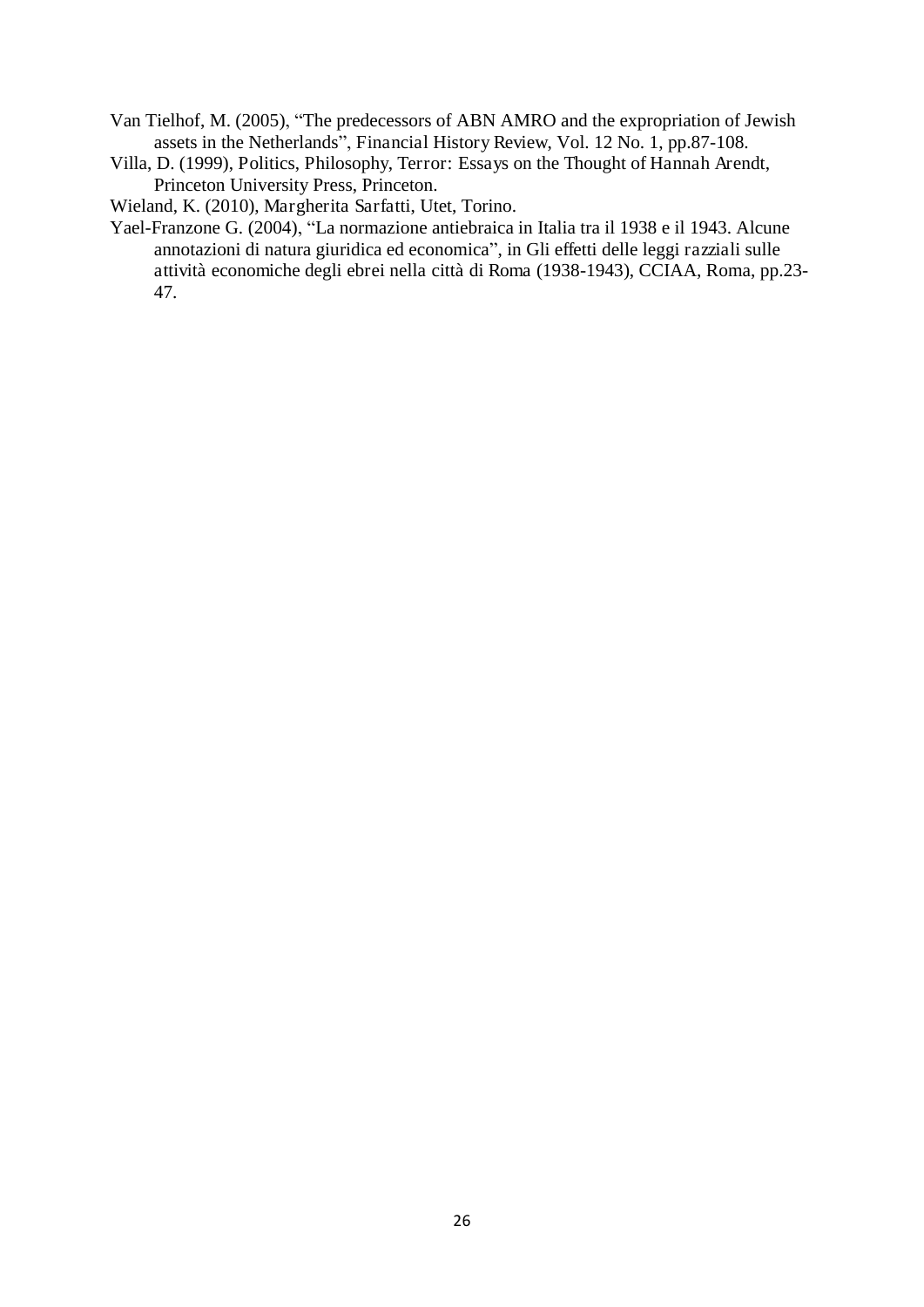Van Tielhof, M. (2005), “The predecessors of ABN AMRO and the expropriation of Jewish assets in the Netherlands”, Financial History Review, Vol. 12 No. 1, pp.87-108.

Villa, D. (1999), Politics, Philosophy, Terror: Essays on the Thought of Hannah Arendt, Princeton University Press, Princeton.

Wieland, K. (2010), Margherita Sarfatti, Utet, Torino.

Yael-Franzone G. (2004), “La normazione antiebraica in Italia tra il 1938 e il 1943. Alcune annotazioni di natura giuridica ed economica”, in Gli effetti delle leggi razziali sulle attività economiche degli ebrei nella città di Roma (1938-1943), CCIAA, Roma, pp.23-47.